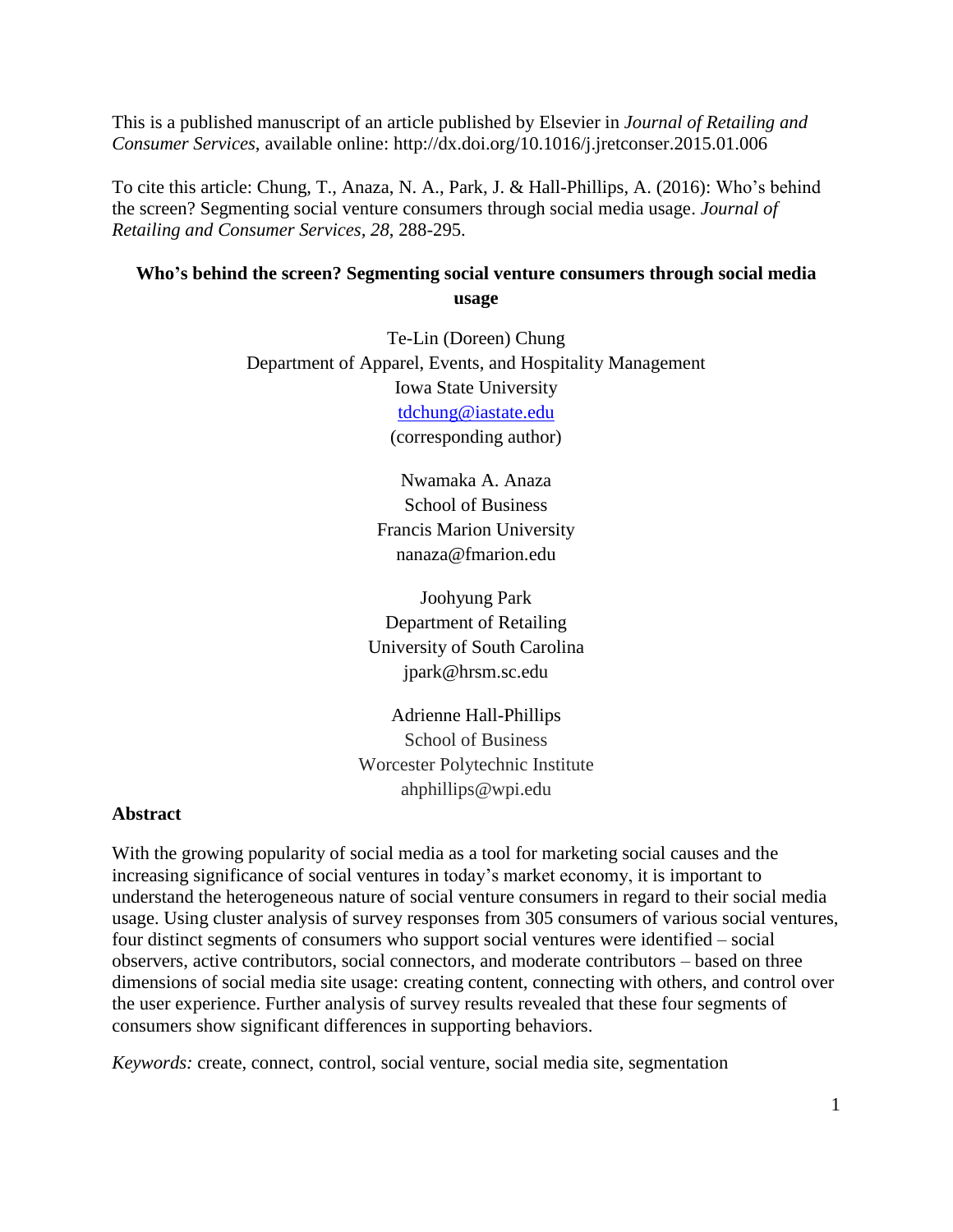This is a published manuscript of an article published by Elsevier in *Journal of Retailing and Consumer Services*, available online: http://dx.doi.org/10.1016/j.jretconser.2015.01.006

To cite this article: Chung, T., Anaza, N. A., Park, J. & Hall-Phillips, A. (2016): Who's behind the screen? Segmenting social venture consumers through social media usage. *Journal of Retailing and Consumer Services*, *28*, 288-295.

# Who's behind the screen? Segmenting social venture consumers through social media usage

Te-Lin (Doreen) Chung
Department of Apparel, Events, and Hospitality Management
Iowa State University
tdchung@iastate.edu
(corresponding author)

Nwamaka A. Anaza
School of Business
Francis Marion University
nanaza@fmarion.edu

Joohyung Park
Department of Retailing
University of South Carolina
jpark@hrsm.sc.edu

Adrienne Hall-Phillips
School of Business
Worcester Polytechnic Institute
ahphillips@wpi.edu

## Abstract

With the growing popularity of social media as a tool for marketing social causes and the increasing significance of social ventures in today's market economy, it is important to understand the heterogeneous nature of social venture consumers in regard to their social media usage. Using cluster analysis of survey responses from 305 consumers of various social ventures, four distinct segments of consumers who support social ventures were identified – social observers, active contributors, social connectors, and moderate contributors – based on three dimensions of social media site usage: creating content, connecting with others, and control over the user experience. Further analysis of survey results revealed that these four segments of consumers show significant differences in supporting behaviors.

*Keywords:* create, connect, control, social venture, social media site, segmentation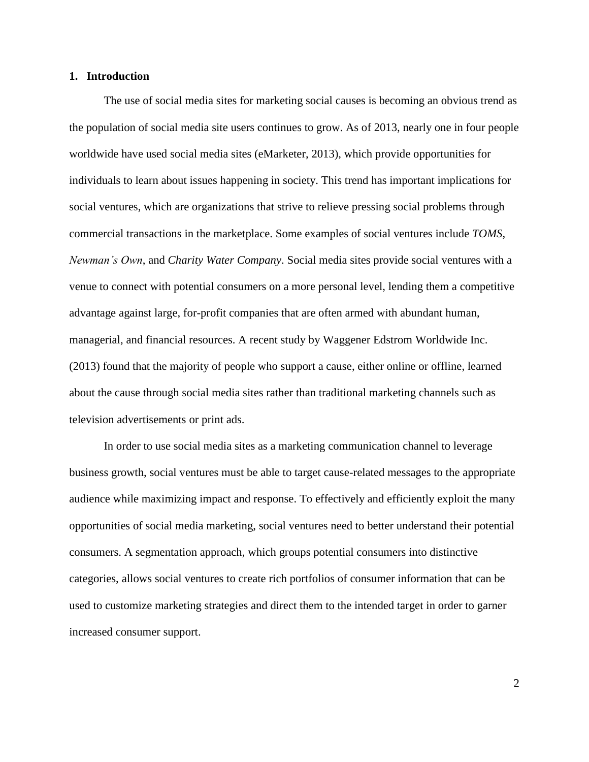## 1. Introduction

The use of social media sites for marketing social causes is becoming an obvious trend as the population of social media site users continues to grow. As of 2013, nearly one in four people worldwide have used social media sites (eMarketer, 2013), which provide opportunities for individuals to learn about issues happening in society. This trend has important implications for social ventures, which are organizations that strive to relieve pressing social problems through commercial transactions in the marketplace. Some examples of social ventures include *TOMS*, *Newman's Own*, and *Charity Water Company*. Social media sites provide social ventures with a venue to connect with potential consumers on a more personal level, lending them a competitive advantage against large, for-profit companies that are often armed with abundant human, managerial, and financial resources. A recent study by Waggener Edstrom Worldwide Inc. (2013) found that the majority of people who support a cause, either online or offline, learned about the cause through social media sites rather than traditional marketing channels such as television advertisements or print ads.

In order to use social media sites as a marketing communication channel to leverage business growth, social ventures must be able to target cause-related messages to the appropriate audience while maximizing impact and response. To effectively and efficiently exploit the many opportunities of social media marketing, social ventures need to better understand their potential consumers. A segmentation approach, which groups potential consumers into distinctive categories, allows social ventures to create rich portfolios of consumer information that can be used to customize marketing strategies and direct them to the intended target in order to garner increased consumer support.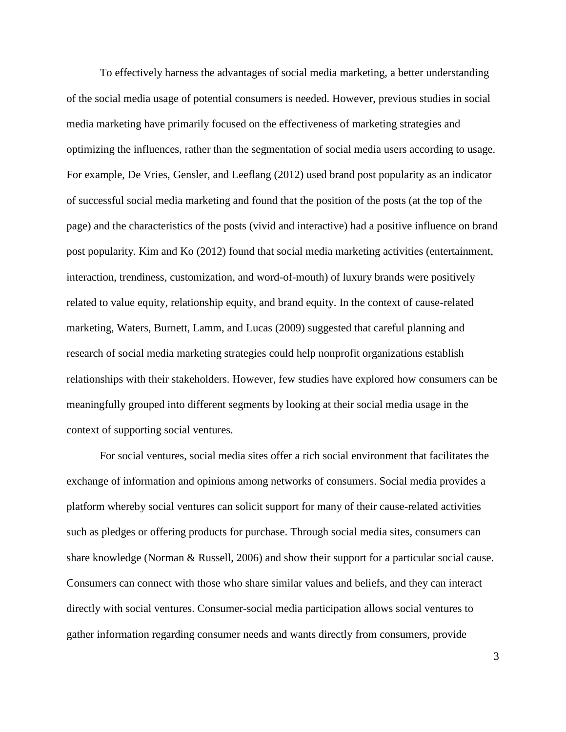To effectively harness the advantages of social media marketing, a better understanding of the social media usage of potential consumers is needed. However, previous studies in social media marketing have primarily focused on the effectiveness of marketing strategies and optimizing the influences, rather than the segmentation of social media users according to usage. For example, De Vries, Gensler, and Leeflang (2012) used brand post popularity as an indicator of successful social media marketing and found that the position of the posts (at the top of the page) and the characteristics of the posts (vivid and interactive) had a positive influence on brand post popularity. Kim and Ko (2012) found that social media marketing activities (entertainment, interaction, trendiness, customization, and word-of-mouth) of luxury brands were positively related to value equity, relationship equity, and brand equity. In the context of cause-related marketing, Waters, Burnett, Lamm, and Lucas (2009) suggested that careful planning and research of social media marketing strategies could help nonprofit organizations establish relationships with their stakeholders. However, few studies have explored how consumers can be meaningfully grouped into different segments by looking at their social media usage in the context of supporting social ventures.

For social ventures, social media sites offer a rich social environment that facilitates the exchange of information and opinions among networks of consumers. Social media provides a platform whereby social ventures can solicit support for many of their cause-related activities such as pledges or offering products for purchase. Through social media sites, consumers can share knowledge (Norman & Russell, 2006) and show their support for a particular social cause. Consumers can connect with those who share similar values and beliefs, and they can interact directly with social ventures. Consumer-social media participation allows social ventures to gather information regarding consumer needs and wants directly from consumers, provide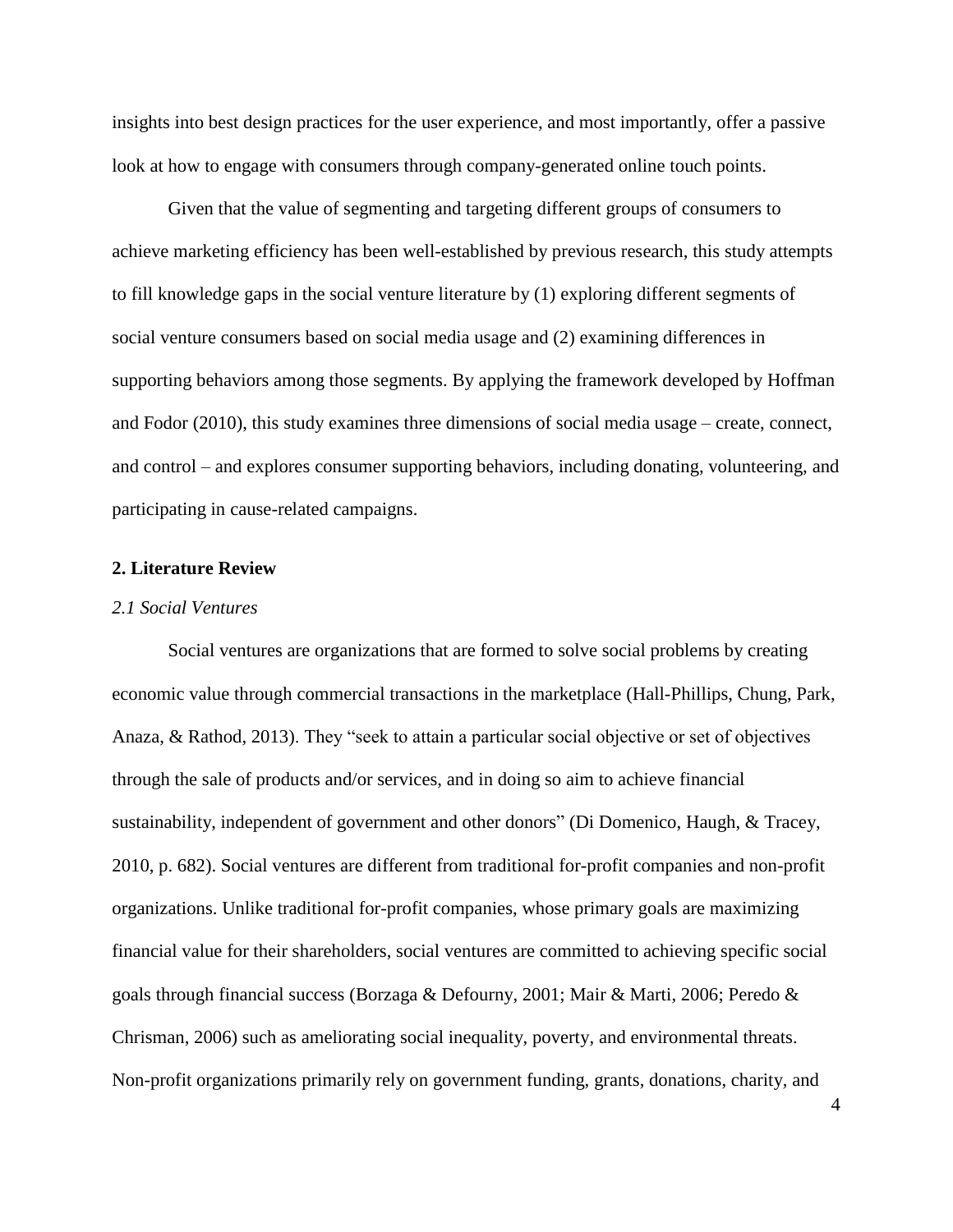insights into best design practices for the user experience, and most importantly, offer a passive look at how to engage with consumers through company-generated online touch points.

Given that the value of segmenting and targeting different groups of consumers to achieve marketing efficiency has been well-established by previous research, this study attempts to fill knowledge gaps in the social venture literature by (1) exploring different segments of social venture consumers based on social media usage and (2) examining differences in supporting behaviors among those segments. By applying the framework developed by Hoffman and Fodor (2010), this study examines three dimensions of social media usage – create, connect, and control – and explores consumer supporting behaviors, including donating, volunteering, and participating in cause-related campaigns.

## 2. Literature Review

### *2.1 Social Ventures*

Social ventures are organizations that are formed to solve social problems by creating economic value through commercial transactions in the marketplace (Hall-Phillips, Chung, Park, Anaza, & Rathod, 2013). They "seek to attain a particular social objective or set of objectives through the sale of products and/or services, and in doing so aim to achieve financial sustainability, independent of government and other donors" (Di Domenico, Haugh, & Tracey, 2010, p. 682). Social ventures are different from traditional for-profit companies and non-profit organizations. Unlike traditional for-profit companies, whose primary goals are maximizing financial value for their shareholders, social ventures are committed to achieving specific social goals through financial success (Borzaga & Defourny, 2001; Mair & Marti, 2006; Peredo & Chrisman, 2006) such as ameliorating social inequality, poverty, and environmental threats. Non-profit organizations primarily rely on government funding, grants, donations, charity, and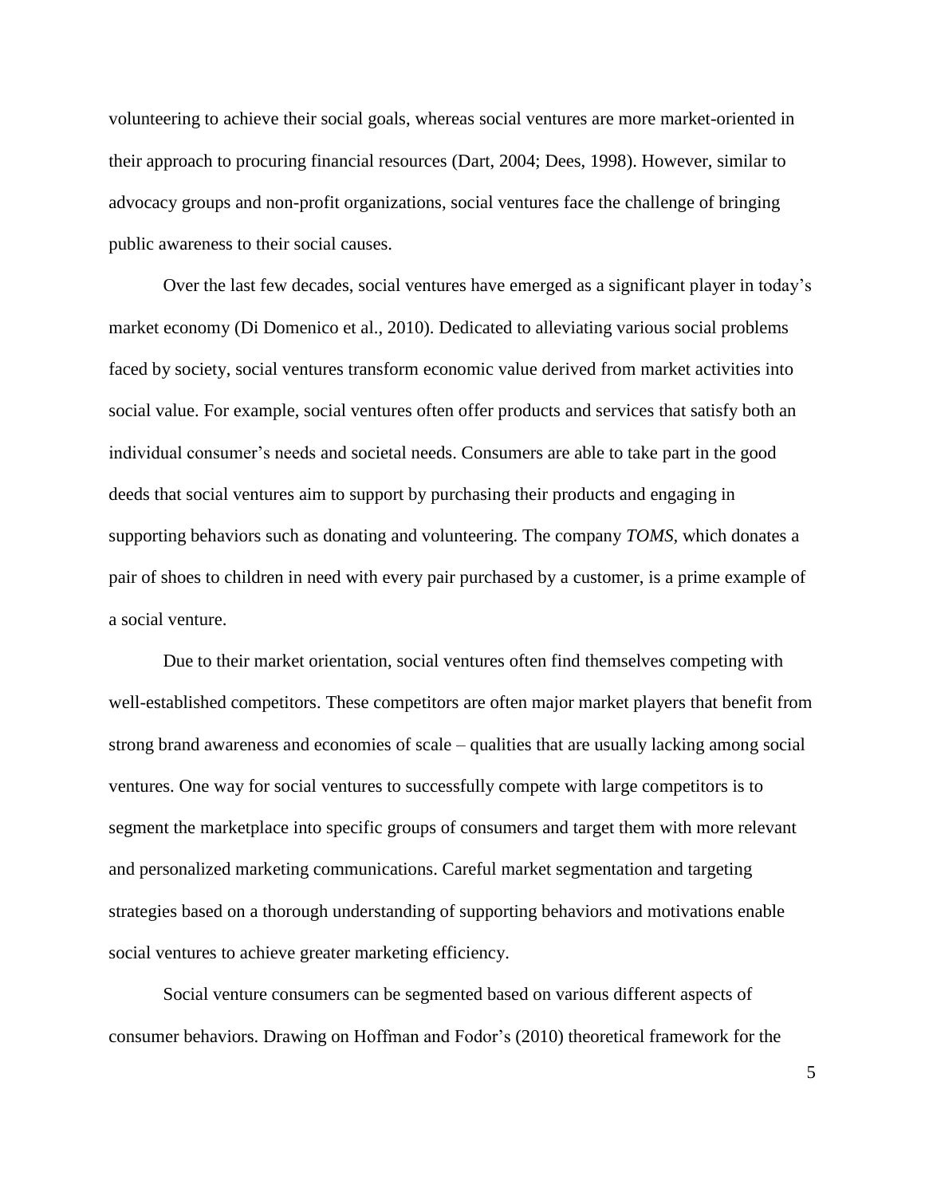volunteering to achieve their social goals, whereas social ventures are more market-oriented in their approach to procuring financial resources (Dart, 2004; Dees, 1998). However, similar to advocacy groups and non-profit organizations, social ventures face the challenge of bringing public awareness to their social causes.

Over the last few decades, social ventures have emerged as a significant player in today's market economy (Di Domenico et al., 2010). Dedicated to alleviating various social problems faced by society, social ventures transform economic value derived from market activities into social value. For example, social ventures often offer products and services that satisfy both an individual consumer's needs and societal needs. Consumers are able to take part in the good deeds that social ventures aim to support by purchasing their products and engaging in supporting behaviors such as donating and volunteering. The company *TOMS*, which donates a pair of shoes to children in need with every pair purchased by a customer, is a prime example of a social venture.

Due to their market orientation, social ventures often find themselves competing with well-established competitors. These competitors are often major market players that benefit from strong brand awareness and economies of scale – qualities that are usually lacking among social ventures. One way for social ventures to successfully compete with large competitors is to segment the marketplace into specific groups of consumers and target them with more relevant and personalized marketing communications. Careful market segmentation and targeting strategies based on a thorough understanding of supporting behaviors and motivations enable social ventures to achieve greater marketing efficiency.

Social venture consumers can be segmented based on various different aspects of consumer behaviors. Drawing on Hoffman and Fodor's (2010) theoretical framework for the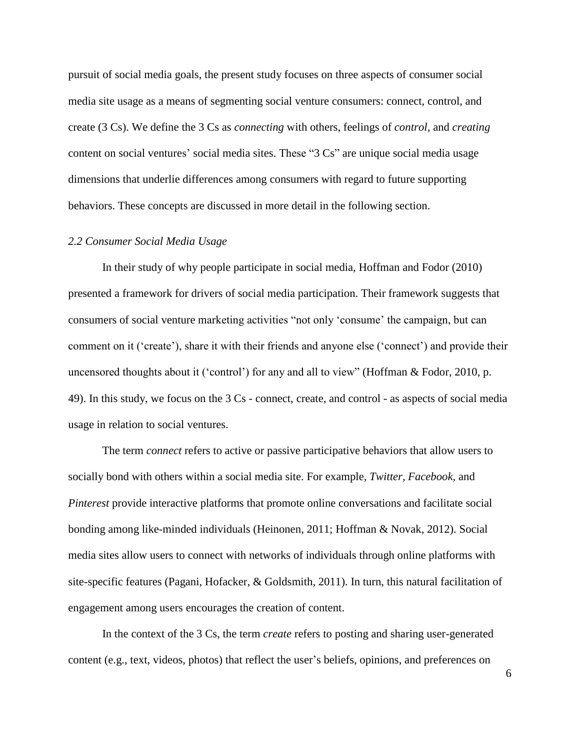pursuit of social media goals, the present study focuses on three aspects of consumer social media site usage as a means of segmenting social venture consumers: connect, control, and create (3 Cs). We define the 3 Cs as *connecting* with others, feelings of *control*, and *creating* content on social ventures' social media sites. These "3 Cs" are unique social media usage dimensions that underlie differences among consumers with regard to future supporting behaviors. These concepts are discussed in more detail in the following section.

### *2.2 Consumer Social Media Usage*

In their study of why people participate in social media, Hoffman and Fodor (2010) presented a framework for drivers of social media participation. Their framework suggests that consumers of social venture marketing activities "not only 'consume' the campaign, but can comment on it ('create'), share it with their friends and anyone else ('connect') and provide their uncensored thoughts about it ('control') for any and all to view" (Hoffman & Fodor, 2010, p. 49). In this study, we focus on the 3 Cs - connect, create, and control - as aspects of social media usage in relation to social ventures.

The term *connect* refers to active or passive participative behaviors that allow users to socially bond with others within a social media site. For example, *Twitter, Facebook,* and *Pinterest* provide interactive platforms that promote online conversations and facilitate social bonding among like-minded individuals (Heinonen, 2011; Hoffman & Novak, 2012). Social media sites allow users to connect with networks of individuals through online platforms with site-specific features (Pagani, Hofacker, & Goldsmith, 2011). In turn, this natural facilitation of engagement among users encourages the creation of content.

In the context of the 3 Cs, the term *create* refers to posting and sharing user-generated content (e.g., text, videos, photos) that reflect the user's beliefs, opinions, and preferences on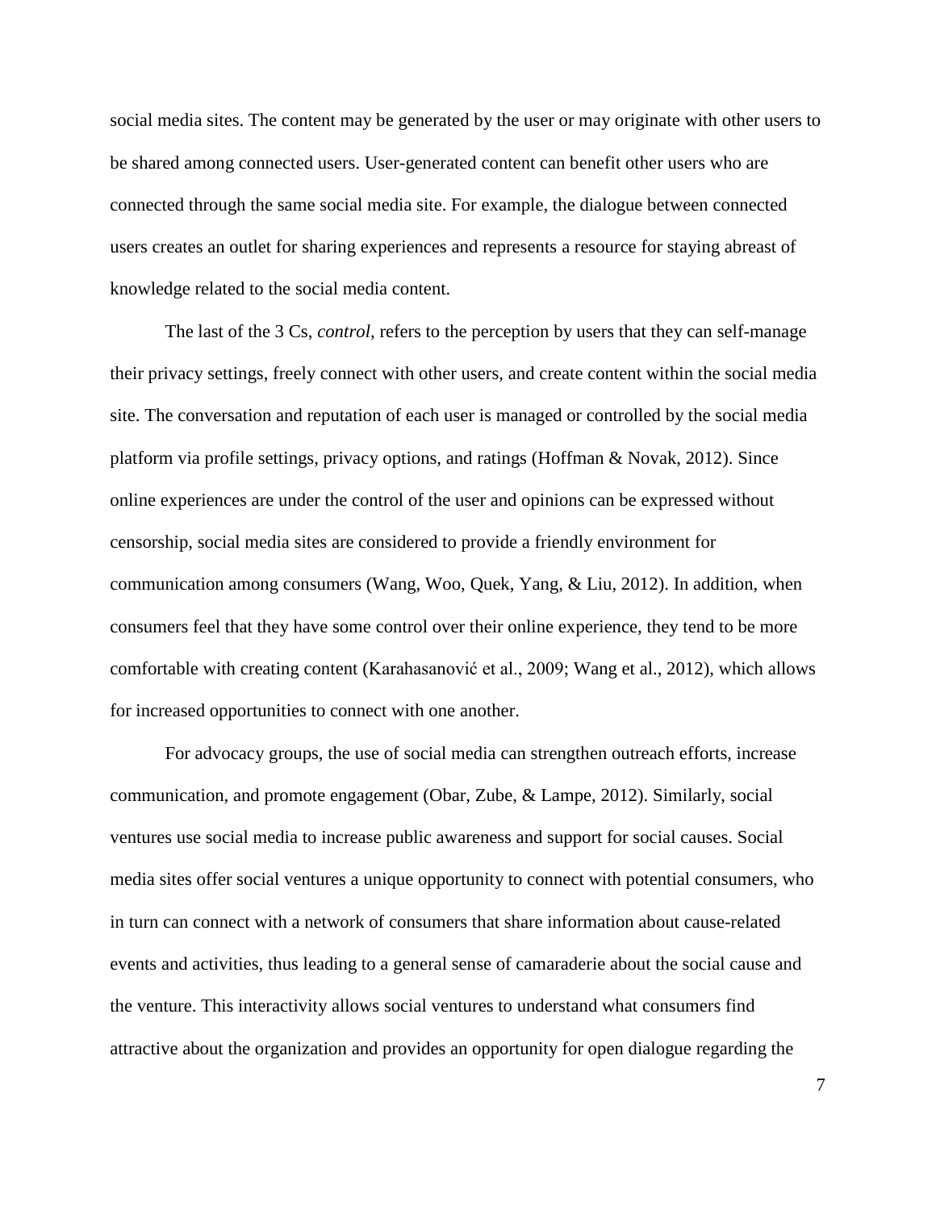social media sites. The content may be generated by the user or may originate with other users to be shared among connected users. User-generated content can benefit other users who are connected through the same social media site. For example, the dialogue between connected users creates an outlet for sharing experiences and represents a resource for staying abreast of knowledge related to the social media content.

The last of the 3 Cs, *control*, refers to the perception by users that they can self-manage their privacy settings, freely connect with other users, and create content within the social media site. The conversation and reputation of each user is managed or controlled by the social media platform via profile settings, privacy options, and ratings (Hoffman & Novak, 2012). Since online experiences are under the control of the user and opinions can be expressed without censorship, social media sites are considered to provide a friendly environment for communication among consumers (Wang, Woo, Quek, Yang, & Liu, 2012). In addition, when consumers feel that they have some control over their online experience, they tend to be more comfortable with creating content (Karahasanović et al., 2009; Wang et al., 2012), which allows for increased opportunities to connect with one another.

For advocacy groups, the use of social media can strengthen outreach efforts, increase communication, and promote engagement (Obar, Zube, & Lampe, 2012). Similarly, social ventures use social media to increase public awareness and support for social causes. Social media sites offer social ventures a unique opportunity to connect with potential consumers, who in turn can connect with a network of consumers that share information about cause-related events and activities, thus leading to a general sense of camaraderie about the social cause and the venture. This interactivity allows social ventures to understand what consumers find attractive about the organization and provides an opportunity for open dialogue regarding the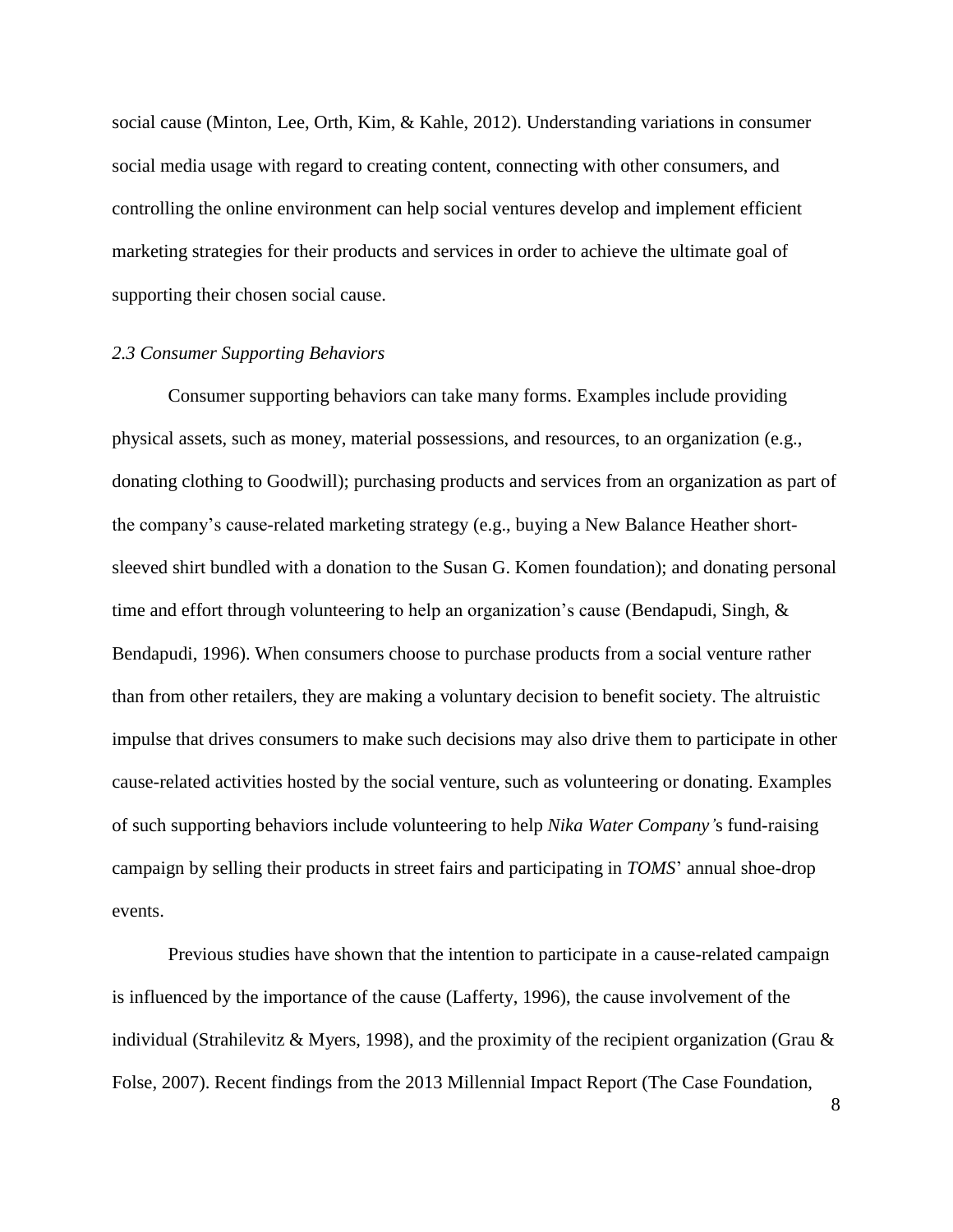social cause (Minton, Lee, Orth, Kim, & Kahle, 2012). Understanding variations in consumer social media usage with regard to creating content, connecting with other consumers, and controlling the online environment can help social ventures develop and implement efficient marketing strategies for their products and services in order to achieve the ultimate goal of supporting their chosen social cause.

### *2.3 Consumer Supporting Behaviors*

Consumer supporting behaviors can take many forms. Examples include providing physical assets, such as money, material possessions, and resources, to an organization (e.g., donating clothing to Goodwill); purchasing products and services from an organization as part of the company's cause-related marketing strategy (e.g., buying a New Balance Heather short-sleeved shirt bundled with a donation to the Susan G. Komen foundation); and donating personal time and effort through volunteering to help an organization's cause (Bendapudi, Singh, & Bendapudi, 1996). When consumers choose to purchase products from a social venture rather than from other retailers, they are making a voluntary decision to benefit society. The altruistic impulse that drives consumers to make such decisions may also drive them to participate in other cause-related activities hosted by the social venture, such as volunteering or donating. Examples of such supporting behaviors include volunteering to help *Nika Water Company'*s fund-raising campaign by selling their products in street fairs and participating in *TOMS*' annual shoe-drop events.

Previous studies have shown that the intention to participate in a cause-related campaign is influenced by the importance of the cause (Lafferty, 1996), the cause involvement of the individual (Strahilevitz & Myers, 1998), and the proximity of the recipient organization (Grau & Folse, 2007). Recent findings from the 2013 Millennial Impact Report (The Case Foundation,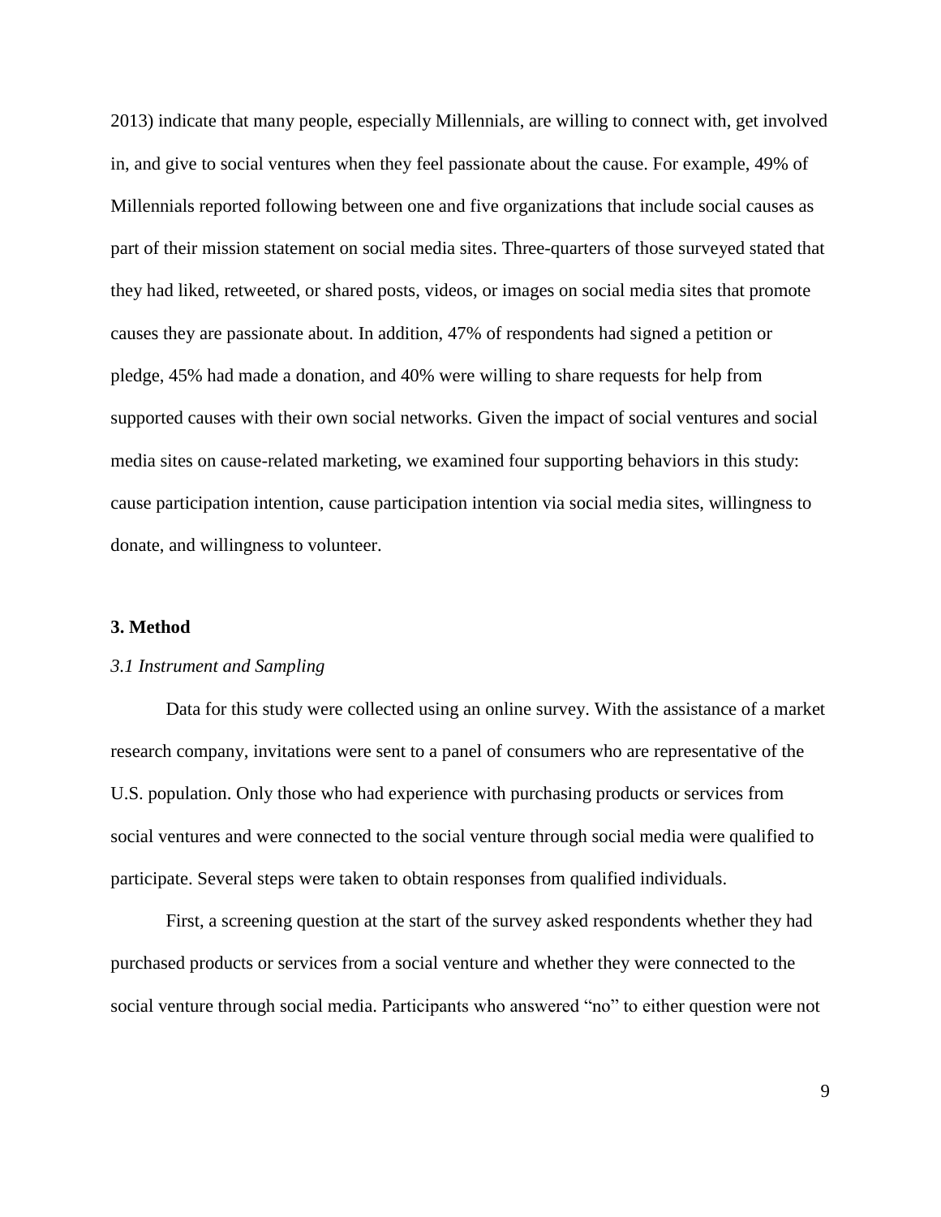2013) indicate that many people, especially Millennials, are willing to connect with, get involved in, and give to social ventures when they feel passionate about the cause. For example, 49% of Millennials reported following between one and five organizations that include social causes as part of their mission statement on social media sites. Three-quarters of those surveyed stated that they had liked, retweeted, or shared posts, videos, or images on social media sites that promote causes they are passionate about. In addition, 47% of respondents had signed a petition or pledge, 45% had made a donation, and 40% were willing to share requests for help from supported causes with their own social networks. Given the impact of social ventures and social media sites on cause-related marketing, we examined four supporting behaviors in this study: cause participation intention, cause participation intention via social media sites, willingness to donate, and willingness to volunteer.

## 3. Method

### *3.1 Instrument and Sampling*

Data for this study were collected using an online survey. With the assistance of a market research company, invitations were sent to a panel of consumers who are representative of the U.S. population. Only those who had experience with purchasing products or services from social ventures and were connected to the social venture through social media were qualified to participate. Several steps were taken to obtain responses from qualified individuals.

First, a screening question at the start of the survey asked respondents whether they had purchased products or services from a social venture and whether they were connected to the social venture through social media. Participants who answered "no" to either question were not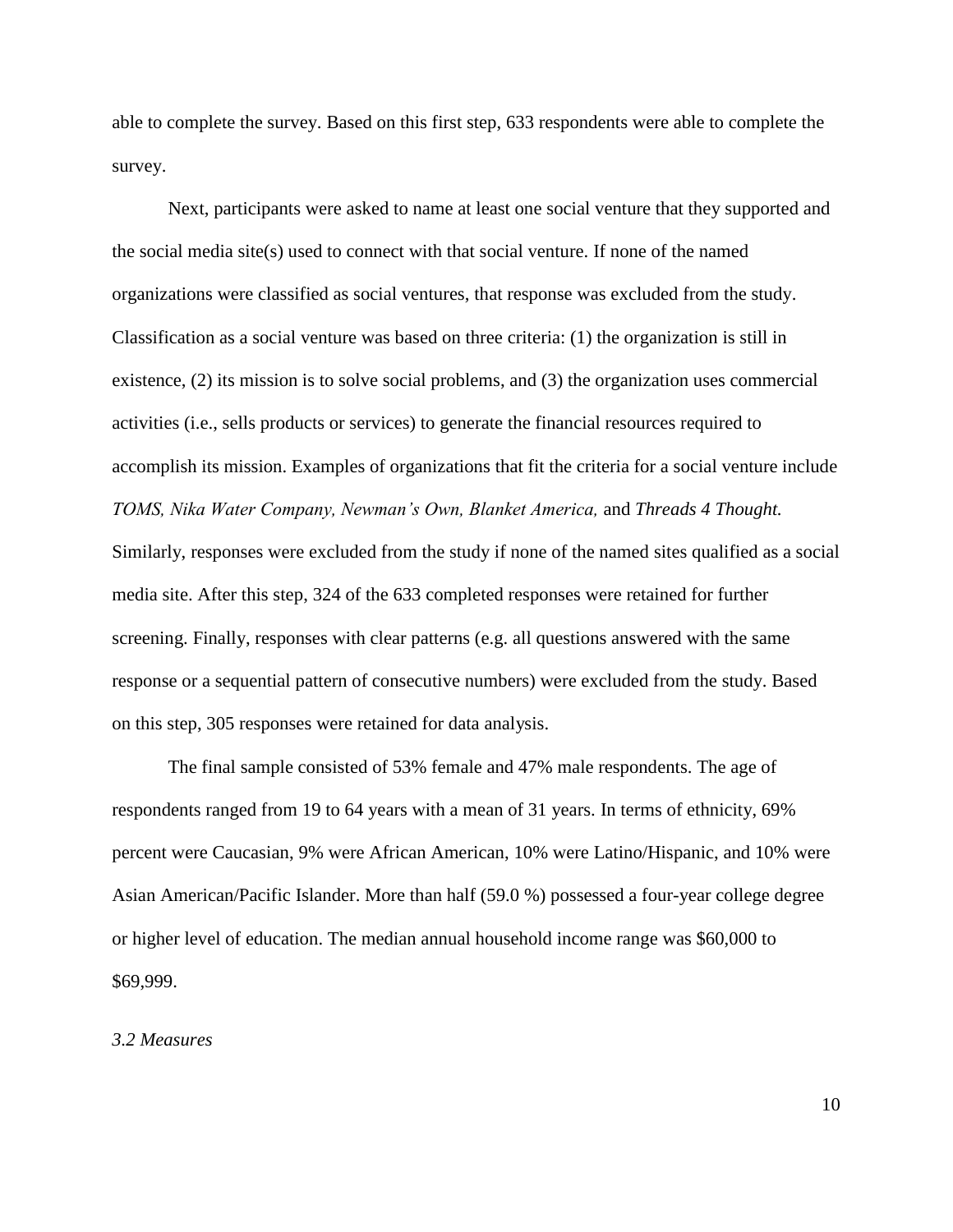able to complete the survey. Based on this first step, 633 respondents were able to complete the survey.

Next, participants were asked to name at least one social venture that they supported and the social media site(s) used to connect with that social venture. If none of the named organizations were classified as social ventures, that response was excluded from the study. Classification as a social venture was based on three criteria: (1) the organization is still in existence, (2) its mission is to solve social problems, and (3) the organization uses commercial activities (i.e., sells products or services) to generate the financial resources required to accomplish its mission. Examples of organizations that fit the criteria for a social venture include *TOMS, Nika Water Company, Newman's Own, Blanket America,* and *Threads 4 Thought.* Similarly, responses were excluded from the study if none of the named sites qualified as a social media site. After this step, 324 of the 633 completed responses were retained for further screening. Finally, responses with clear patterns (e.g. all questions answered with the same response or a sequential pattern of consecutive numbers) were excluded from the study. Based on this step, 305 responses were retained for data analysis.

The final sample consisted of 53% female and 47% male respondents. The age of respondents ranged from 19 to 64 years with a mean of 31 years. In terms of ethnicity, 69% percent were Caucasian, 9% were African American, 10% were Latino/Hispanic, and 10% were Asian American/Pacific Islander. More than half (59.0 %) possessed a four-year college degree or higher level of education. The median annual household income range was $60,000 to $69,999.

### *3.2 Measures*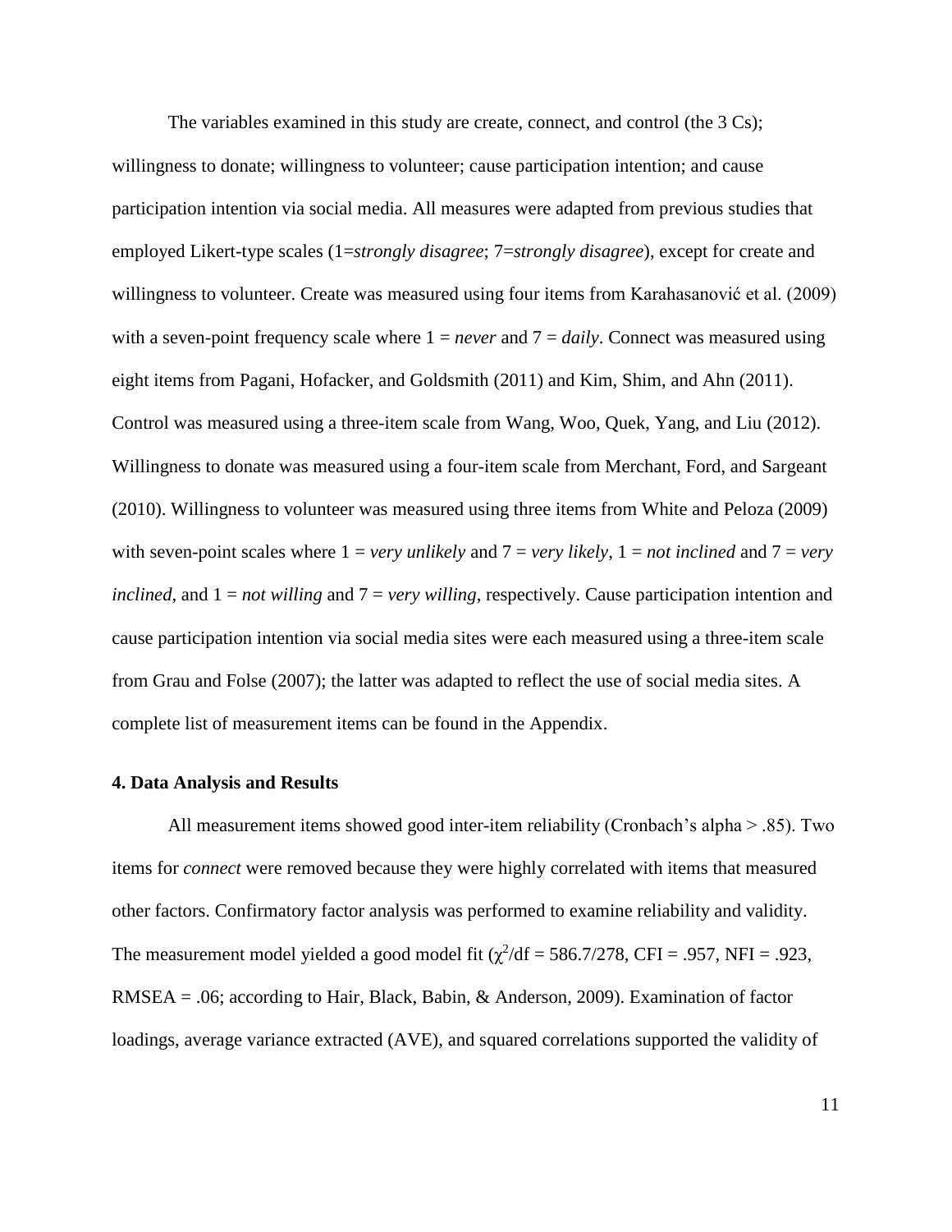The variables examined in this study are create, connect, and control (the 3 Cs); willingness to donate; willingness to volunteer; cause participation intention; and cause participation intention via social media. All measures were adapted from previous studies that employed Likert-type scales (1=*strongly disagree*; 7=*strongly disagree*), except for create and willingness to volunteer. Create was measured using four items from Karahasanović et al. (2009) with a seven-point frequency scale where 1 = *never* and 7 = *daily*. Connect was measured using eight items from Pagani, Hofacker, and Goldsmith (2011) and Kim, Shim, and Ahn (2011). Control was measured using a three-item scale from Wang, Woo, Quek, Yang, and Liu (2012). Willingness to donate was measured using a four-item scale from Merchant, Ford, and Sargeant (2010). Willingness to volunteer was measured using three items from White and Peloza (2009) with seven-point scales where 1 = *very unlikely* and 7 = *very likely*, 1 = *not inclined* and 7 = *very inclined*, and 1 = *not willing* and 7 = *very willing*, respectively. Cause participation intention and cause participation intention via social media sites were each measured using a three-item scale from Grau and Folse (2007); the latter was adapted to reflect the use of social media sites. A complete list of measurement items can be found in the Appendix.

**4. Data Analysis and Results**

All measurement items showed good inter-item reliability (Cronbach's alpha > .85). Two items for *connect* were removed because they were highly correlated with items that measured other factors. Confirmatory factor analysis was performed to examine reliability and validity. The measurement model yielded a good model fit ($\chi^2$/df = 586.7/278, CFI = .957, NFI = .923, RMSEA = .06; according to Hair, Black, Babin, & Anderson, 2009). Examination of factor loadings, average variance extracted (AVE), and squared correlations supported the validity of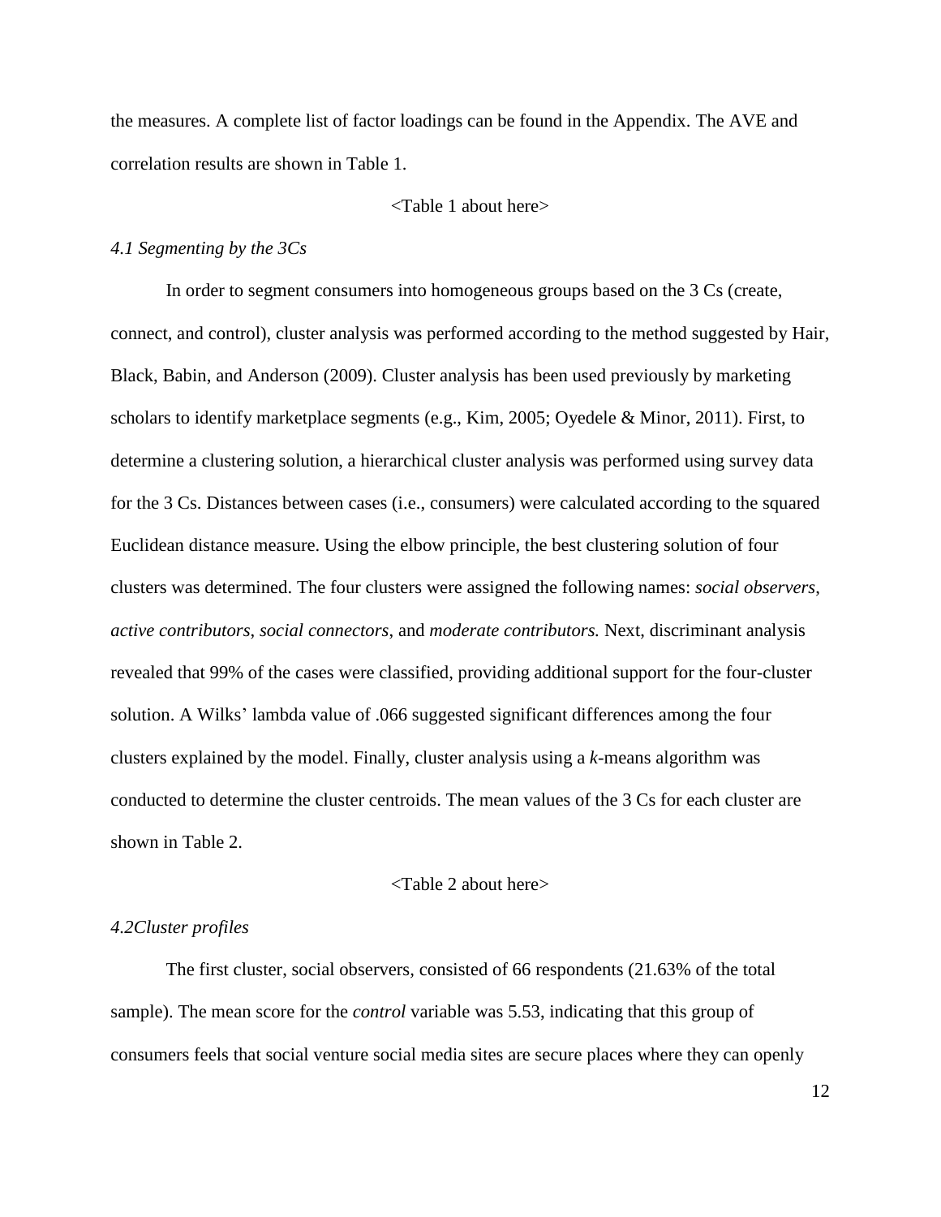the measures. A complete list of factor loadings can be found in the Appendix. The AVE and correlation results are shown in Table 1.

<Table 1 about here>

### *4.1 Segmenting by the 3Cs*

In order to segment consumers into homogeneous groups based on the 3 Cs (create, connect, and control), cluster analysis was performed according to the method suggested by Hair, Black, Babin, and Anderson (2009). Cluster analysis has been used previously by marketing scholars to identify marketplace segments (e.g., Kim, 2005; Oyedele & Minor, 2011). First, to determine a clustering solution, a hierarchical cluster analysis was performed using survey data for the 3 Cs. Distances between cases (i.e., consumers) were calculated according to the squared Euclidean distance measure. Using the elbow principle, the best clustering solution of four clusters was determined. The four clusters were assigned the following names: *social observers*, *active contributors*, *social connectors*, and *moderate contributors.* Next, discriminant analysis revealed that 99% of the cases were classified, providing additional support for the four-cluster solution. A Wilks' lambda value of .066 suggested significant differences among the four clusters explained by the model. Finally, cluster analysis using a *k*-means algorithm was conducted to determine the cluster centroids. The mean values of the 3 Cs for each cluster are shown in Table 2.

<Table 2 about here>

### *4.2Cluster profiles*

The first cluster, social observers, consisted of 66 respondents (21.63% of the total sample). The mean score for the *control* variable was 5.53, indicating that this group of consumers feels that social venture social media sites are secure places where they can openly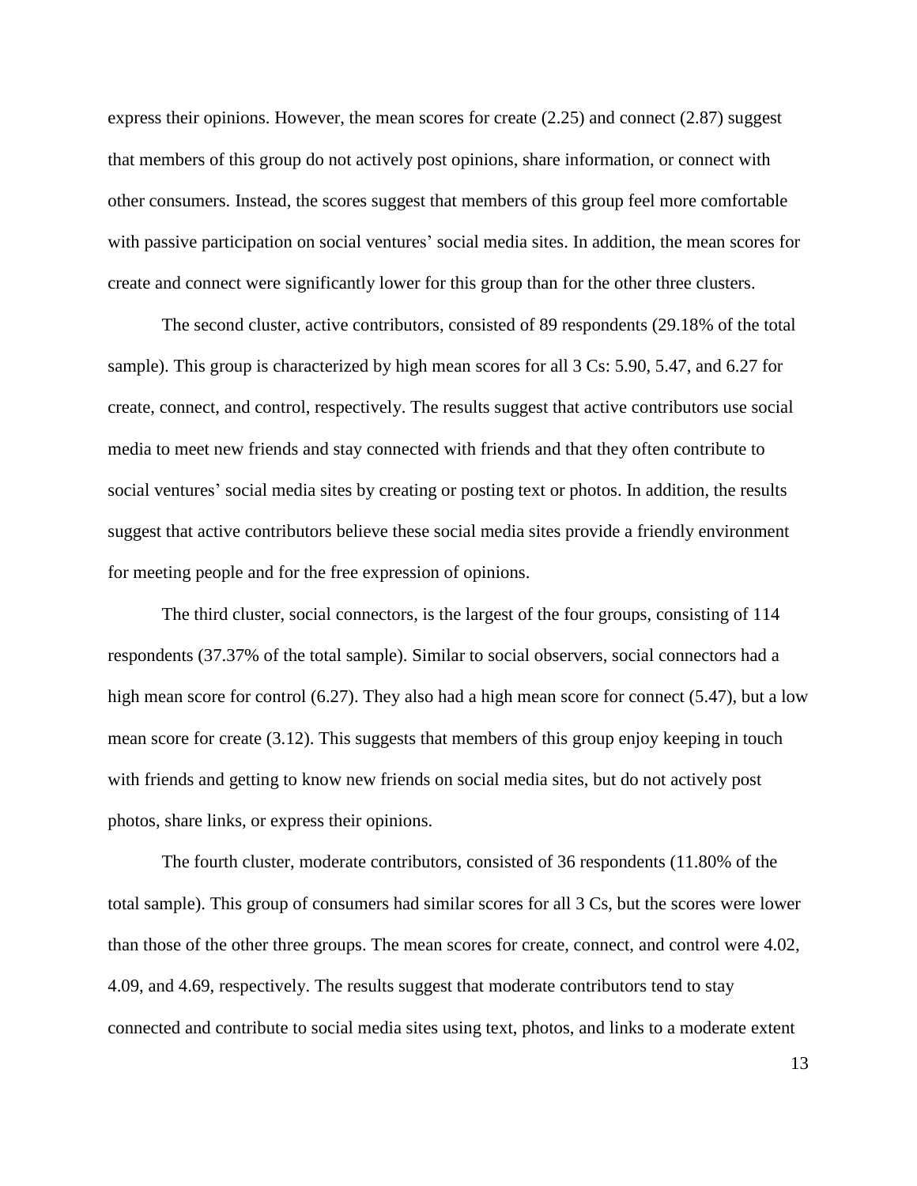express their opinions. However, the mean scores for create (2.25) and connect (2.87) suggest that members of this group do not actively post opinions, share information, or connect with other consumers. Instead, the scores suggest that members of this group feel more comfortable with passive participation on social ventures' social media sites. In addition, the mean scores for create and connect were significantly lower for this group than for the other three clusters.

The second cluster, active contributors, consisted of 89 respondents (29.18% of the total sample). This group is characterized by high mean scores for all 3 Cs: 5.90, 5.47, and 6.27 for create, connect, and control, respectively. The results suggest that active contributors use social media to meet new friends and stay connected with friends and that they often contribute to social ventures' social media sites by creating or posting text or photos. In addition, the results suggest that active contributors believe these social media sites provide a friendly environment for meeting people and for the free expression of opinions.

The third cluster, social connectors, is the largest of the four groups, consisting of 114 respondents (37.37% of the total sample). Similar to social observers, social connectors had a high mean score for control (6.27). They also had a high mean score for connect (5.47), but a low mean score for create (3.12). This suggests that members of this group enjoy keeping in touch with friends and getting to know new friends on social media sites, but do not actively post photos, share links, or express their opinions.

The fourth cluster, moderate contributors, consisted of 36 respondents (11.80% of the total sample). This group of consumers had similar scores for all 3 Cs, but the scores were lower than those of the other three groups. The mean scores for create, connect, and control were 4.02, 4.09, and 4.69, respectively. The results suggest that moderate contributors tend to stay connected and contribute to social media sites using text, photos, and links to a moderate extent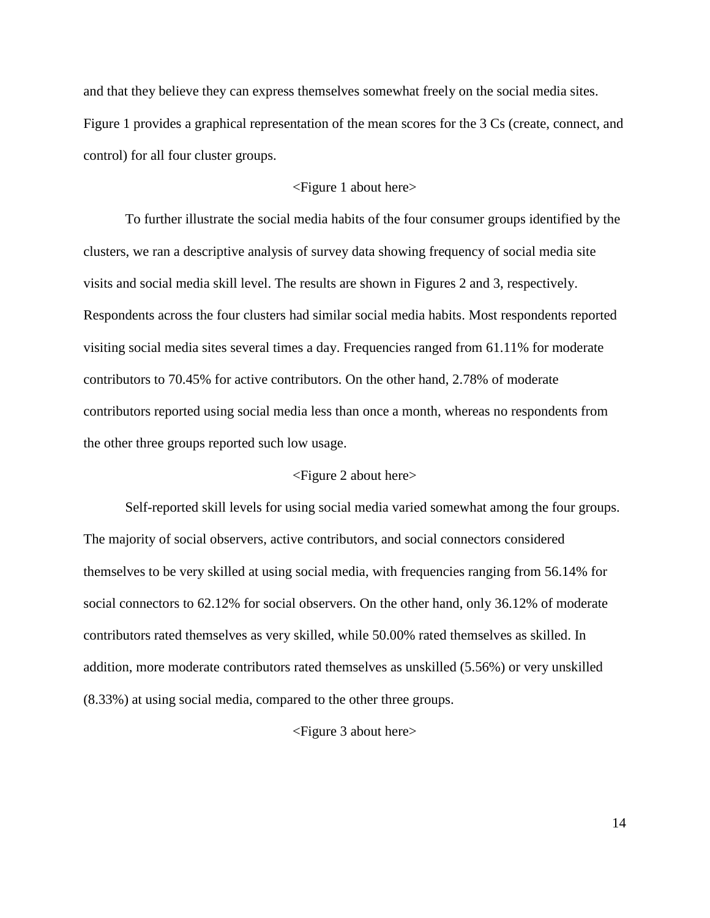and that they believe they can express themselves somewhat freely on the social media sites. Figure 1 provides a graphical representation of the mean scores for the 3 Cs (create, connect, and control) for all four cluster groups.

<Figure 1 about here>

To further illustrate the social media habits of the four consumer groups identified by the clusters, we ran a descriptive analysis of survey data showing frequency of social media site visits and social media skill level. The results are shown in Figures 2 and 3, respectively. Respondents across the four clusters had similar social media habits. Most respondents reported visiting social media sites several times a day. Frequencies ranged from 61.11% for moderate contributors to 70.45% for active contributors. On the other hand, 2.78% of moderate contributors reported using social media less than once a month, whereas no respondents from the other three groups reported such low usage.

<Figure 2 about here>

Self-reported skill levels for using social media varied somewhat among the four groups. The majority of social observers, active contributors, and social connectors considered themselves to be very skilled at using social media, with frequencies ranging from 56.14% for social connectors to 62.12% for social observers. On the other hand, only 36.12% of moderate contributors rated themselves as very skilled, while 50.00% rated themselves as skilled. In addition, more moderate contributors rated themselves as unskilled (5.56%) or very unskilled (8.33%) at using social media, compared to the other three groups.

<Figure 3 about here>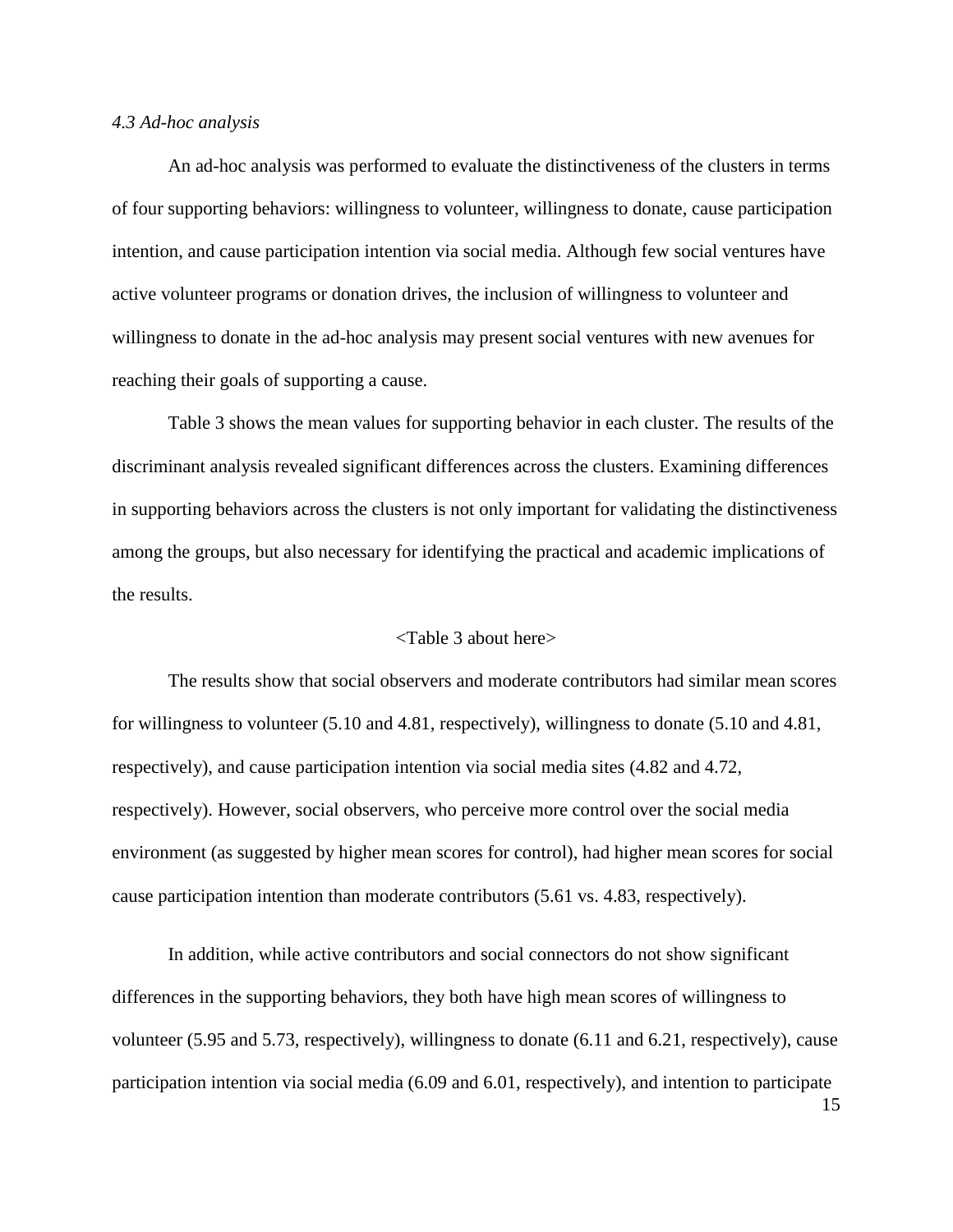### *4.3 Ad-hoc analysis*

An ad-hoc analysis was performed to evaluate the distinctiveness of the clusters in terms of four supporting behaviors: willingness to volunteer, willingness to donate, cause participation intention, and cause participation intention via social media. Although few social ventures have active volunteer programs or donation drives, the inclusion of willingness to volunteer and willingness to donate in the ad-hoc analysis may present social ventures with new avenues for reaching their goals of supporting a cause.

Table 3 shows the mean values for supporting behavior in each cluster. The results of the discriminant analysis revealed significant differences across the clusters. Examining differences in supporting behaviors across the clusters is not only important for validating the distinctiveness among the groups, but also necessary for identifying the practical and academic implications of the results.

<Table 3 about here>

The results show that social observers and moderate contributors had similar mean scores for willingness to volunteer (5.10 and 4.81, respectively), willingness to donate (5.10 and 4.81, respectively), and cause participation intention via social media sites (4.82 and 4.72, respectively). However, social observers, who perceive more control over the social media environment (as suggested by higher mean scores for control), had higher mean scores for social cause participation intention than moderate contributors (5.61 vs. 4.83, respectively).

In addition, while active contributors and social connectors do not show significant differences in the supporting behaviors, they both have high mean scores of willingness to volunteer (5.95 and 5.73, respectively), willingness to donate (6.11 and 6.21, respectively), cause participation intention via social media (6.09 and 6.01, respectively), and intention to participate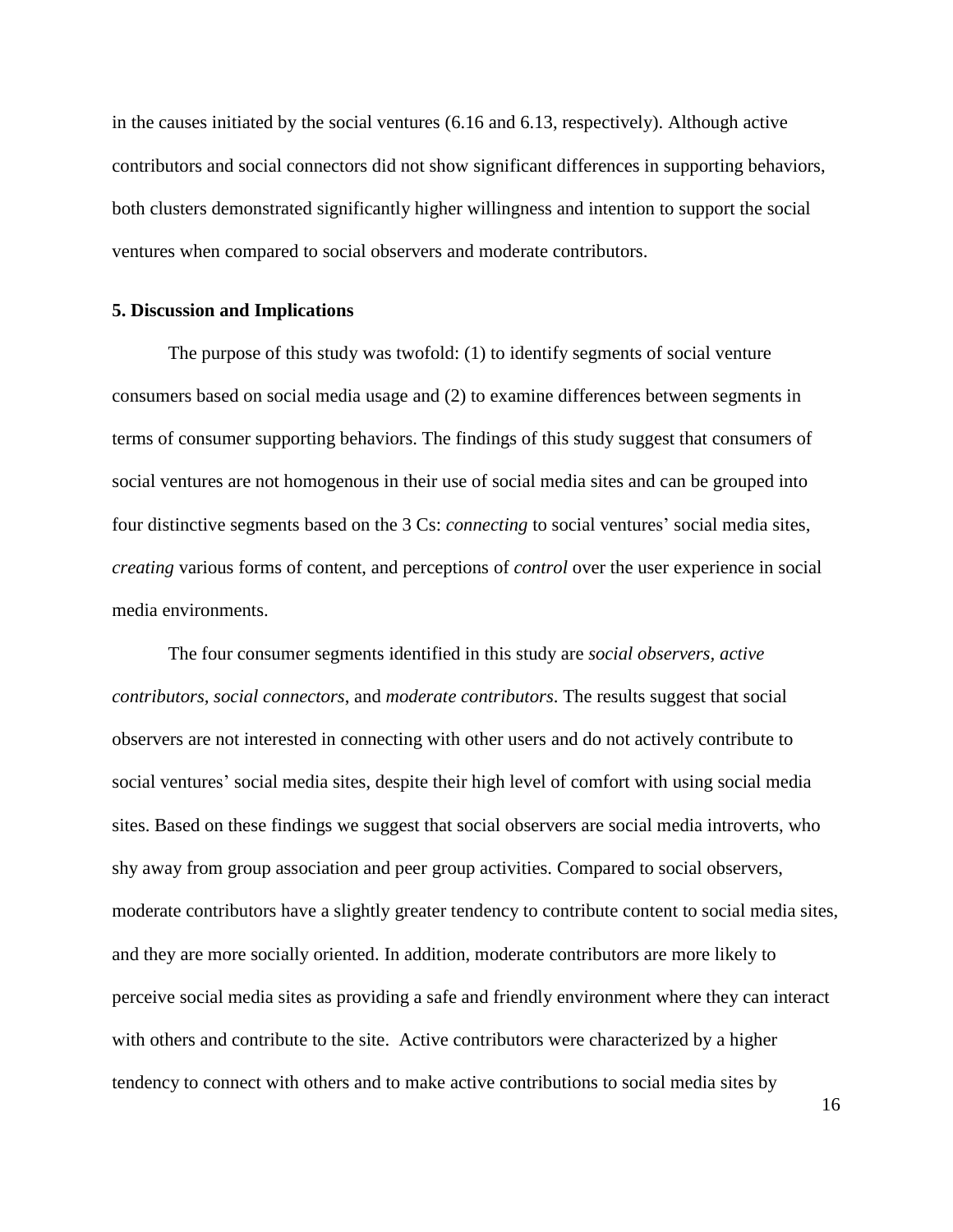in the causes initiated by the social ventures (6.16 and 6.13, respectively). Although active contributors and social connectors did not show significant differences in supporting behaviors, both clusters demonstrated significantly higher willingness and intention to support the social ventures when compared to social observers and moderate contributors.

## 5. Discussion and Implications

The purpose of this study was twofold: (1) to identify segments of social venture consumers based on social media usage and (2) to examine differences between segments in terms of consumer supporting behaviors. The findings of this study suggest that consumers of social ventures are not homogenous in their use of social media sites and can be grouped into four distinctive segments based on the 3 Cs: *connecting* to social ventures' social media sites, *creating* various forms of content, and perceptions of *control* over the user experience in social media environments.

The four consumer segments identified in this study are *social observers*, *active contributors*, *social connectors*, and *moderate contributors*. The results suggest that social observers are not interested in connecting with other users and do not actively contribute to social ventures' social media sites, despite their high level of comfort with using social media sites. Based on these findings we suggest that social observers are social media introverts, who shy away from group association and peer group activities. Compared to social observers, moderate contributors have a slightly greater tendency to contribute content to social media sites, and they are more socially oriented. In addition, moderate contributors are more likely to perceive social media sites as providing a safe and friendly environment where they can interact with others and contribute to the site. Active contributors were characterized by a higher tendency to connect with others and to make active contributions to social media sites by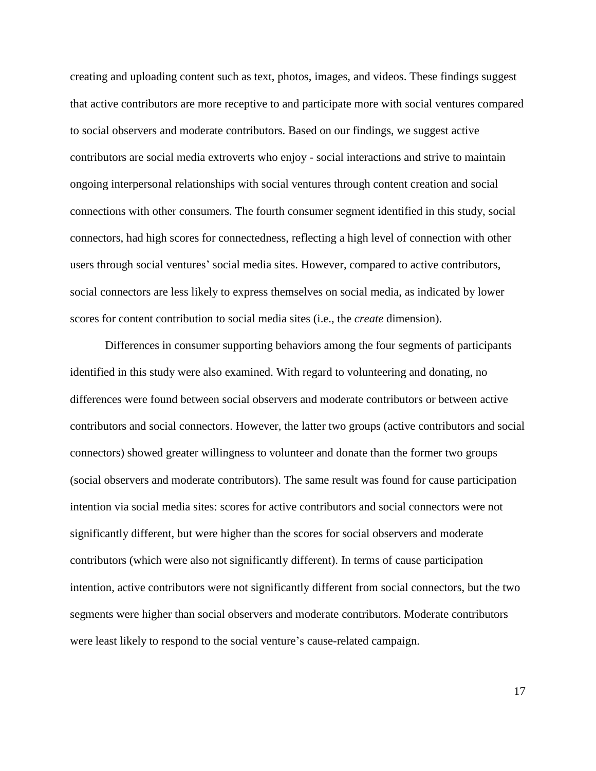creating and uploading content such as text, photos, images, and videos. These findings suggest that active contributors are more receptive to and participate more with social ventures compared to social observers and moderate contributors. Based on our findings, we suggest active contributors are social media extroverts who enjoy - social interactions and strive to maintain ongoing interpersonal relationships with social ventures through content creation and social connections with other consumers. The fourth consumer segment identified in this study, social connectors, had high scores for connectedness, reflecting a high level of connection with other users through social ventures' social media sites. However, compared to active contributors, social connectors are less likely to express themselves on social media, as indicated by lower scores for content contribution to social media sites (i.e., the *create* dimension).

Differences in consumer supporting behaviors among the four segments of participants identified in this study were also examined. With regard to volunteering and donating, no differences were found between social observers and moderate contributors or between active contributors and social connectors. However, the latter two groups (active contributors and social connectors) showed greater willingness to volunteer and donate than the former two groups (social observers and moderate contributors). The same result was found for cause participation intention via social media sites: scores for active contributors and social connectors were not significantly different, but were higher than the scores for social observers and moderate contributors (which were also not significantly different). In terms of cause participation intention, active contributors were not significantly different from social connectors, but the two segments were higher than social observers and moderate contributors. Moderate contributors were least likely to respond to the social venture's cause-related campaign.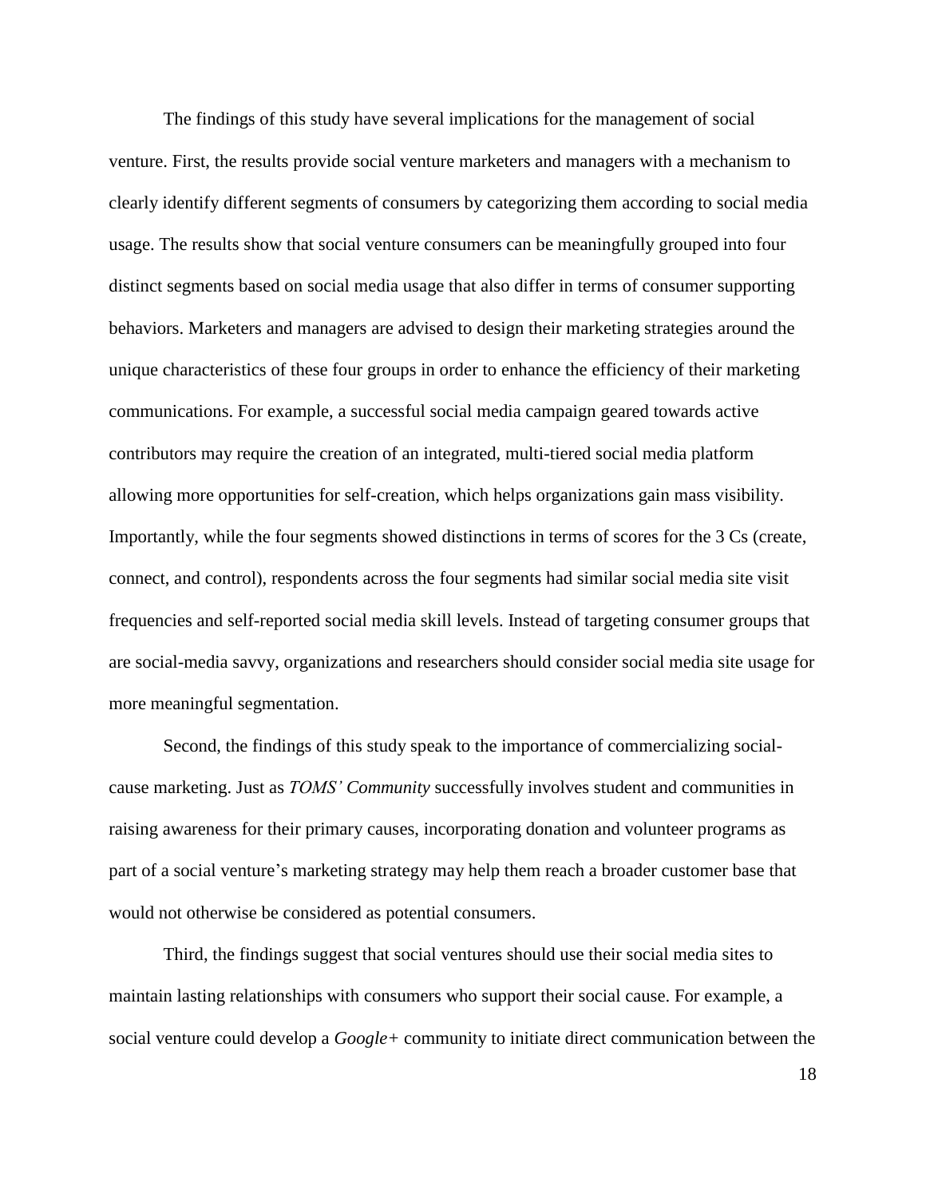The findings of this study have several implications for the management of social venture. First, the results provide social venture marketers and managers with a mechanism to clearly identify different segments of consumers by categorizing them according to social media usage. The results show that social venture consumers can be meaningfully grouped into four distinct segments based on social media usage that also differ in terms of consumer supporting behaviors. Marketers and managers are advised to design their marketing strategies around the unique characteristics of these four groups in order to enhance the efficiency of their marketing communications. For example, a successful social media campaign geared towards active contributors may require the creation of an integrated, multi-tiered social media platform allowing more opportunities for self-creation, which helps organizations gain mass visibility. Importantly, while the four segments showed distinctions in terms of scores for the 3 Cs (create, connect, and control), respondents across the four segments had similar social media site visit frequencies and self-reported social media skill levels. Instead of targeting consumer groups that are social-media savvy, organizations and researchers should consider social media site usage for more meaningful segmentation.

Second, the findings of this study speak to the importance of commercializing social-cause marketing. Just as *TOMS' Community* successfully involves student and communities in raising awareness for their primary causes, incorporating donation and volunteer programs as part of a social venture's marketing strategy may help them reach a broader customer base that would not otherwise be considered as potential consumers.

Third, the findings suggest that social ventures should use their social media sites to maintain lasting relationships with consumers who support their social cause. For example, a social venture could develop a *Google+* community to initiate direct communication between the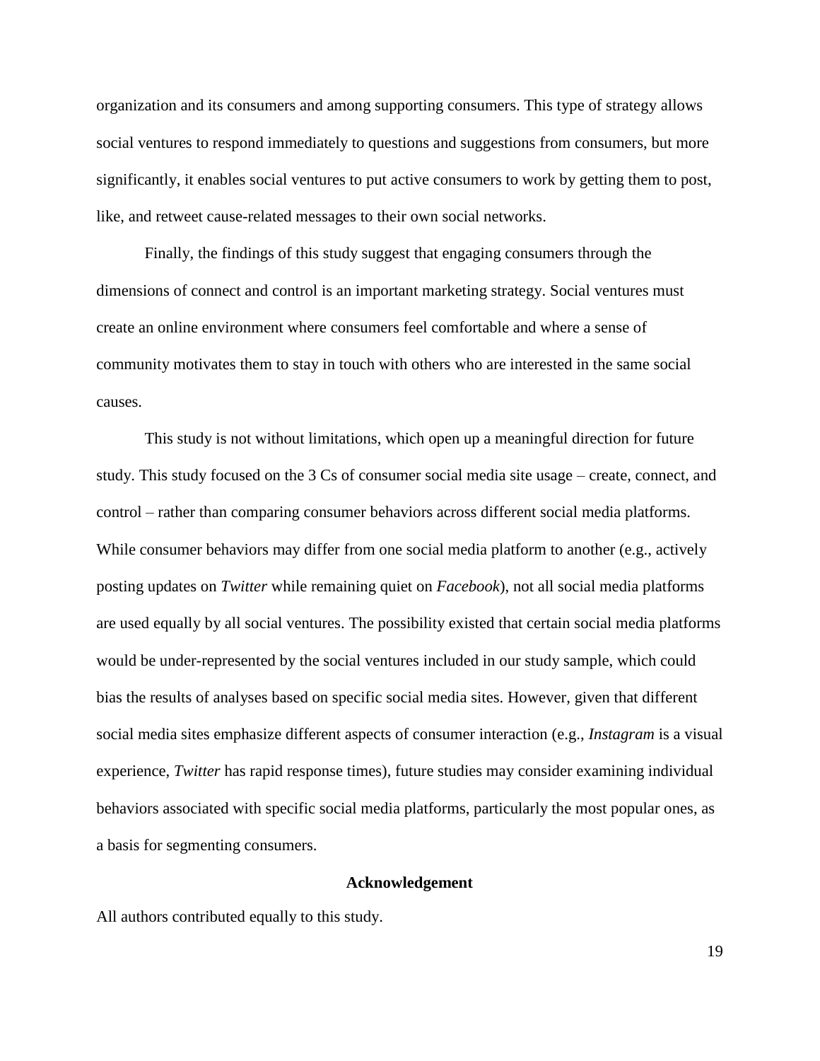organization and its consumers and among supporting consumers. This type of strategy allows social ventures to respond immediately to questions and suggestions from consumers, but more significantly, it enables social ventures to put active consumers to work by getting them to post, like, and retweet cause-related messages to their own social networks.

Finally, the findings of this study suggest that engaging consumers through the dimensions of connect and control is an important marketing strategy. Social ventures must create an online environment where consumers feel comfortable and where a sense of community motivates them to stay in touch with others who are interested in the same social causes.

This study is not without limitations, which open up a meaningful direction for future study. This study focused on the 3 Cs of consumer social media site usage – create, connect, and control – rather than comparing consumer behaviors across different social media platforms. While consumer behaviors may differ from one social media platform to another (e.g., actively posting updates on *Twitter* while remaining quiet on *Facebook*), not all social media platforms are used equally by all social ventures. The possibility existed that certain social media platforms would be under-represented by the social ventures included in our study sample, which could bias the results of analyses based on specific social media sites. However, given that different social media sites emphasize different aspects of consumer interaction (e.g., *Instagram* is a visual experience, *Twitter* has rapid response times), future studies may consider examining individual behaviors associated with specific social media platforms, particularly the most popular ones, as a basis for segmenting consumers.

## Acknowledgement

All authors contributed equally to this study.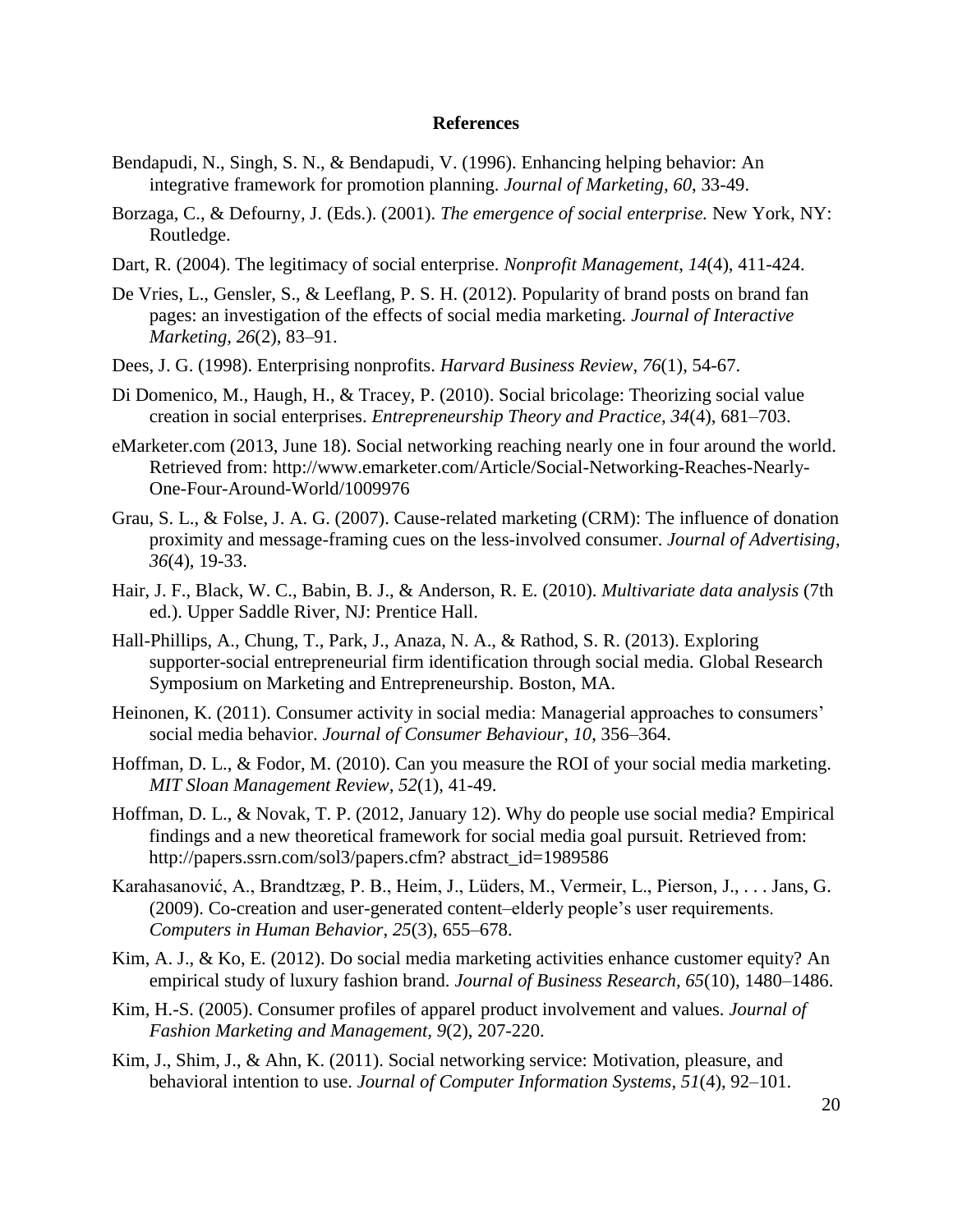## References

Bendapudi, N., Singh, S. N., & Bendapudi, V. (1996). Enhancing helping behavior: An integrative framework for promotion planning. *Journal of Marketing, 60*, 33-49.

Borzaga, C., & Defourny, J. (Eds.). (2001). *The emergence of social enterprise.* New York, NY: Routledge.

Dart, R. (2004). The legitimacy of social enterprise. *Nonprofit Management*, *14*(4), 411-424.

De Vries, L., Gensler, S., & Leeflang, P. S. H. (2012). Popularity of brand posts on brand fan pages: an investigation of the effects of social media marketing. *Journal of Interactive Marketing, 26*(2), 83–91.

Dees, J. G. (1998). Enterprising nonprofits. *Harvard Business Review*, *76*(1), 54-67.

Di Domenico, M., Haugh, H., & Tracey, P. (2010). Social bricolage: Theorizing social value creation in social enterprises. *Entrepreneurship Theory and Practice*, *34*(4), 681–703.

eMarketer.com (2013, June 18). Social networking reaching nearly one in four around the world. Retrieved from: http://www.emarketer.com/Article/Social-Networking-Reaches-Nearly-One-Four-Around-World/1009976

Grau, S. L., & Folse, J. A. G. (2007). Cause-related marketing (CRM): The influence of donation proximity and message-framing cues on the less-involved consumer. *Journal of Advertising*, *36*(4), 19-33.

Hair, J. F., Black, W. C., Babin, B. J., & Anderson, R. E. (2010). *Multivariate data analysis* (7th ed.). Upper Saddle River, NJ: Prentice Hall.

Hall-Phillips, A., Chung, T., Park, J., Anaza, N. A., & Rathod, S. R. (2013). Exploring supporter-social entrepreneurial firm identification through social media. Global Research Symposium on Marketing and Entrepreneurship. Boston, MA.

Heinonen, K. (2011). Consumer activity in social media: Managerial approaches to consumers' social media behavior. *Journal of Consumer Behaviour*, *10*, 356–364.

Hoffman, D. L., & Fodor, M. (2010). Can you measure the ROI of your social media marketing. *MIT Sloan Management Review, 52*(1), 41-49.

Hoffman, D. L., & Novak, T. P. (2012, January 12). Why do people use social media? Empirical findings and a new theoretical framework for social media goal pursuit. Retrieved from: http://papers.ssrn.com/sol3/papers.cfm? abstract_id=1989586

Karahasanović, A., Brandtzæg, P. B., Heim, J., Lüders, M., Vermeir, L., Pierson, J., . . . Jans, G. (2009). Co-creation and user-generated content–elderly people's user requirements. *Computers in Human Behavior*, *25*(3), 655–678.

Kim, A. J., & Ko, E. (2012). Do social media marketing activities enhance customer equity? An empirical study of luxury fashion brand. *Journal of Business Research, 65*(10), 1480–1486.

Kim, H.-S. (2005). Consumer profiles of apparel product involvement and values. *Journal of Fashion Marketing and Management, 9*(2), 207-220.

Kim, J., Shim, J., & Ahn, K. (2011). Social networking service: Motivation, pleasure, and behavioral intention to use. *Journal of Computer Information Systems*, *51*(4), 92–101.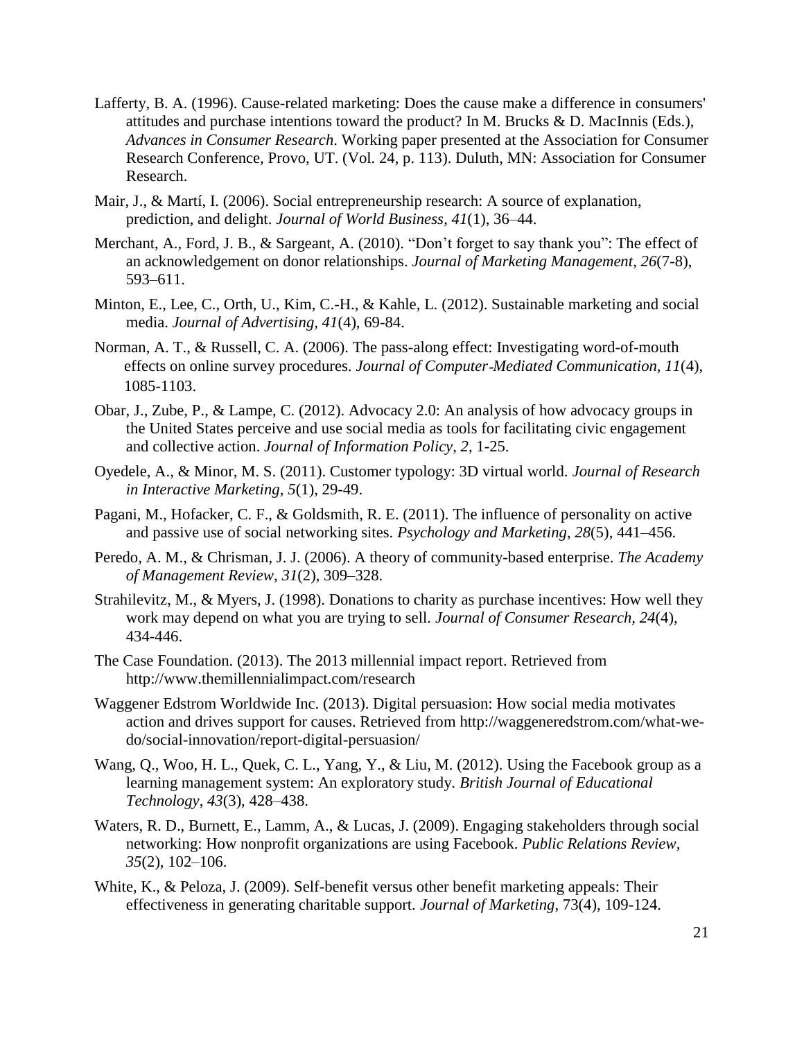Lafferty, B. A. (1996). Cause-related marketing: Does the cause make a difference in consumers' attitudes and purchase intentions toward the product? In M. Brucks & D. MacInnis (Eds.), *Advances in Consumer Research*. Working paper presented at the Association for Consumer Research Conference, Provo, UT. (Vol. 24, p. 113). Duluth, MN: Association for Consumer Research.

Mair, J., & Martí, I. (2006). Social entrepreneurship research: A source of explanation, prediction, and delight. *Journal of World Business*, *41*(1), 36–44.

Merchant, A., Ford, J. B., & Sargeant, A. (2010). "Don't forget to say thank you": The effect of an acknowledgement on donor relationships. *Journal of Marketing Management*, *26*(7-8), 593–611.

Minton, E., Lee, C., Orth, U., Kim, C.-H., & Kahle, L. (2012). Sustainable marketing and social media. *Journal of Advertising, 41*(4), 69-84.

Norman, A. T., & Russell, C. A. (2006). The pass-along effect: Investigating word-of-mouth effects on online survey procedures. *Journal of Computer-Mediated Communication, 11*(4), 1085-1103.

Obar, J., Zube, P., & Lampe, C. (2012). Advocacy 2.0: An analysis of how advocacy groups in the United States perceive and use social media as tools for facilitating civic engagement and collective action. *Journal of Information Policy*, *2*, 1-25.

Oyedele, A., & Minor, M. S. (2011). Customer typology: 3D virtual world. *Journal of Research in Interactive Marketing, 5*(1), 29-49.

Pagani, M., Hofacker, C. F., & Goldsmith, R. E. (2011). The influence of personality on active and passive use of social networking sites. *Psychology and Marketing*, *28*(5), 441–456.

Peredo, A. M., & Chrisman, J. J. (2006). A theory of community-based enterprise. *The Academy of Management Review*, *31*(2), 309–328.

Strahilevitz, M., & Myers, J. (1998). Donations to charity as purchase incentives: How well they work may depend on what you are trying to sell. *Journal of Consumer Research, 24*(4), 434-446.

The Case Foundation. (2013). The 2013 millennial impact report. Retrieved from http://www.themillennialimpact.com/research

Waggener Edstrom Worldwide Inc. (2013). Digital persuasion: How social media motivates action and drives support for causes. Retrieved from http://waggeneredstrom.com/what-we-do/social-innovation/report-digital-persuasion/

Wang, Q., Woo, H. L., Quek, C. L., Yang, Y., & Liu, M. (2012). Using the Facebook group as a learning management system: An exploratory study. *British Journal of Educational Technology*, *43*(3), 428–438.

Waters, R. D., Burnett, E., Lamm, A., & Lucas, J. (2009). Engaging stakeholders through social networking: How nonprofit organizations are using Facebook. *Public Relations Review*, *35*(2), 102–106.

White, K., & Peloza, J. (2009). Self-benefit versus other benefit marketing appeals: Their effectiveness in generating charitable support. *Journal of Marketing*, 73(4), 109-124.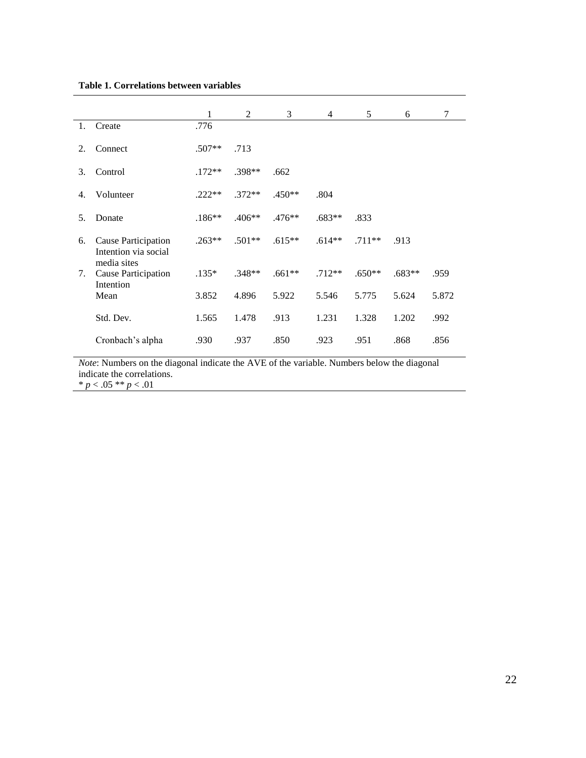**Table 1. Correlations between variables**

| | | 1 | 2 | 3 | 4 | 5 | 6 | 7 |
|---|---|---|---|---|---|---|---|---|
| 1. | Create | .776 | | | | | | |
| 2. | Connect | .507** | .713 | | | | | |
| 3. | Control | .172** | .398** | .662 | | | | |
| 4. | Volunteer | .222** | .372** | .450** | .804 | | | |
| 5. | Donate | .186** | .406** | .476** | .683** | .833 | | |
| 6. | Cause Participation Intention via social media sites | .263** | .501** | .615** | .614** | .711** | .913 | |
| 7. | Cause Participation Intention | .135* | .348** | .661** | .712** | .650** | .683** | .959 |
| | Mean | 3.852 | 4.896 | 5.922 | 5.546 | 5.775 | 5.624 | 5.872 |
| | Std. Dev. | 1.565 | 1.478 | .913 | 1.231 | 1.328 | 1.202 | .992 |
| | Cronbach's alpha | .930 | .937 | .850 | .923 | .951 | .868 | .856 |

*Note*: Numbers on the diagonal indicate the AVE of the variable. Numbers below the diagonal indicate the correlations.
* $p < .05$ ** $p < .01$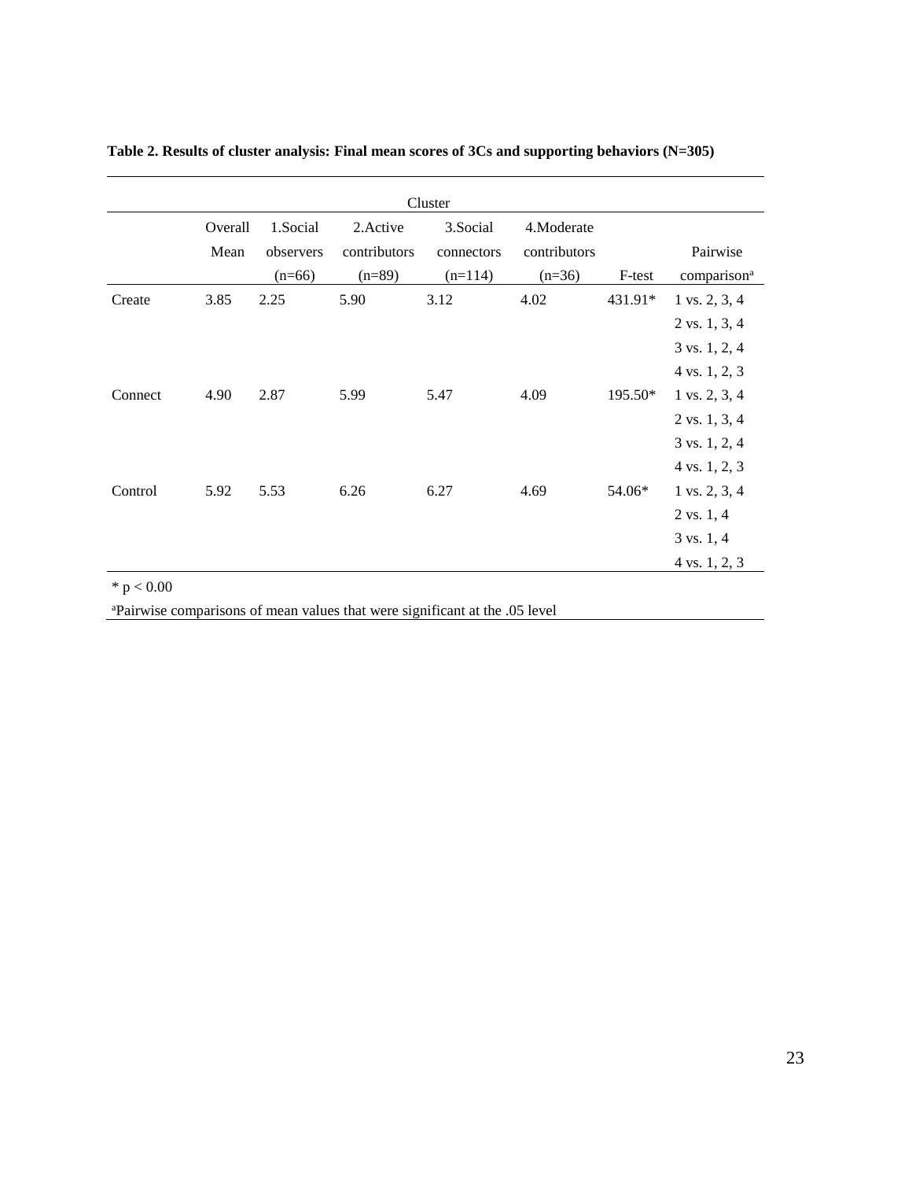**Table 2. Results of cluster analysis: Final mean scores of 3Cs and supporting behaviors (N=305)**

| | Cluster | | | | | | |
|---|---|---|---|---|---|---|---|
| | Overall Mean | 1.Social observers (n=66) | 2.Active contributors (n=89) | 3.Social connectors (n=114) | 4.Moderate contributors (n=36) | F-test | Pairwise comparison[a] |
| Create | 3.85 | 2.25 | 5.90 | 3.12 | 4.02 | 431.91* | 1 vs. 2, 3, 4 |
| | | | | | | | 2 vs. 1, 3, 4 |
| | | | | | | | 3 vs. 1, 2, 4 |
| | | | | | | | 4 vs. 1, 2, 3 |
| Connect | 4.90 | 2.87 | 5.99 | 5.47 | 4.09 | 195.50* | 1 vs. 2, 3, 4 |
| | | | | | | | 2 vs. 1, 3, 4 |
| | | | | | | | 3 vs. 1, 2, 4 |
| | | | | | | | 4 vs. 1, 2, 3 |
| Control | 5.92 | 5.53 | 6.26 | 6.27 | 4.69 | 54.06* | 1 vs. 2, 3, 4 |
| | | | | | | | 2 vs. 1, 4 |
| | | | | | | | 3 vs. 1, 4 |
| | | | | | | | 4 vs. 1, 2, 3 |

\* $p < 0.00$

[a]Pairwise comparisons of mean values that were significant at the .05 level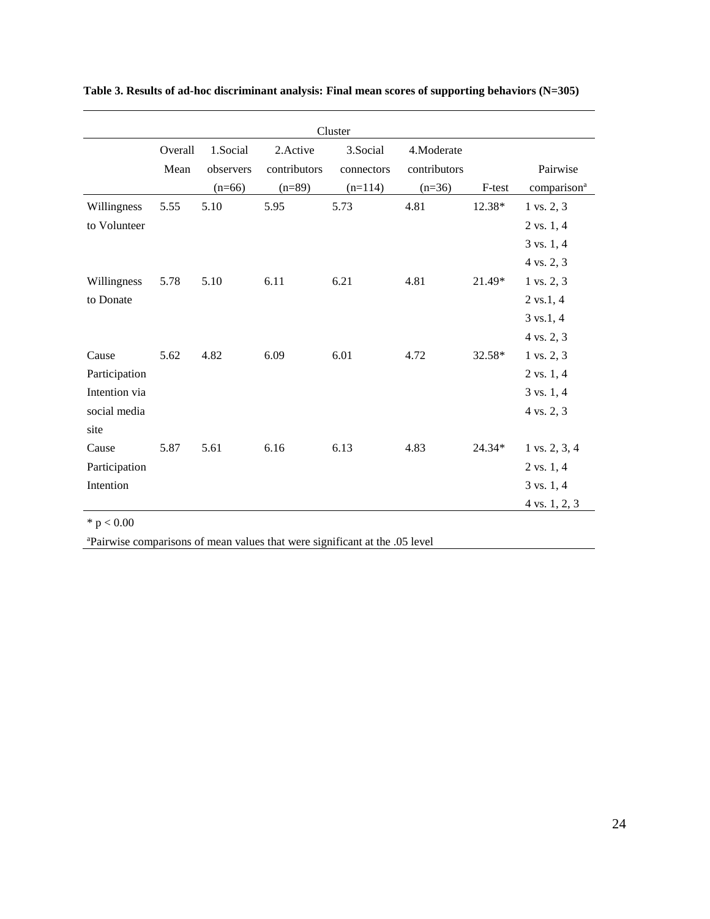**Table 3. Results of ad-hoc discriminant analysis: Final mean scores of supporting behaviors (N=305)**

| | | Cluster | | | | | |
|---|---|---|---|---|---|---|---|
| | Overall Mean | 1.Social observers (n=66) | 2.Active contributors (n=89) | 3.Social connectors (n=114) | 4.Moderate contributors (n=36) | F-test | Pairwise comparison[a] |
| Willingness to Volunteer | 5.55 | 5.10 | 5.95 | 5.73 | 4.81 | 12.38* | 1 vs. 2, 3<br>2 vs. 1, 4<br>3 vs. 1, 4<br>4 vs. 2, 3 |
| Willingness to Donate | 5.78 | 5.10 | 6.11 | 6.21 | 4.81 | 21.49* | 1 vs. 2, 3<br>2 vs.1, 4<br>3 vs.1, 4<br>4 vs. 2, 3 |
| Cause Participation Intention via social media site | 5.62 | 4.82 | 6.09 | 6.01 | 4.72 | 32.58* | 1 vs. 2, 3<br>2 vs. 1, 4<br>3 vs. 1, 4<br>4 vs. 2, 3 |
| Cause Participation Intention | 5.87 | 5.61 | 6.16 | 6.13 | 4.83 | 24.34* | 1 vs. 2, 3, 4<br>2 vs. 1, 4<br>3 vs. 1, 4<br>4 vs. 1, 2, 3 |

* $p < 0.00$

[a]Pairwise comparisons of mean values that were significant at the .05 level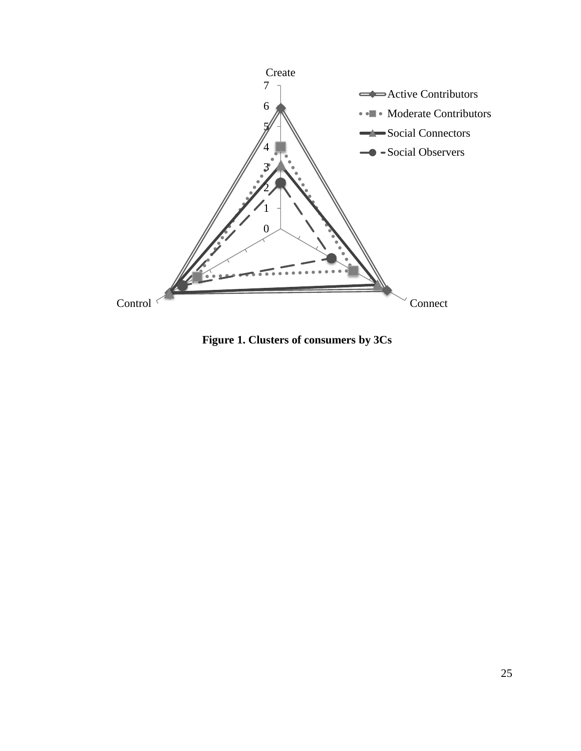**Figure 1. Clusters of consumers by 3Cs**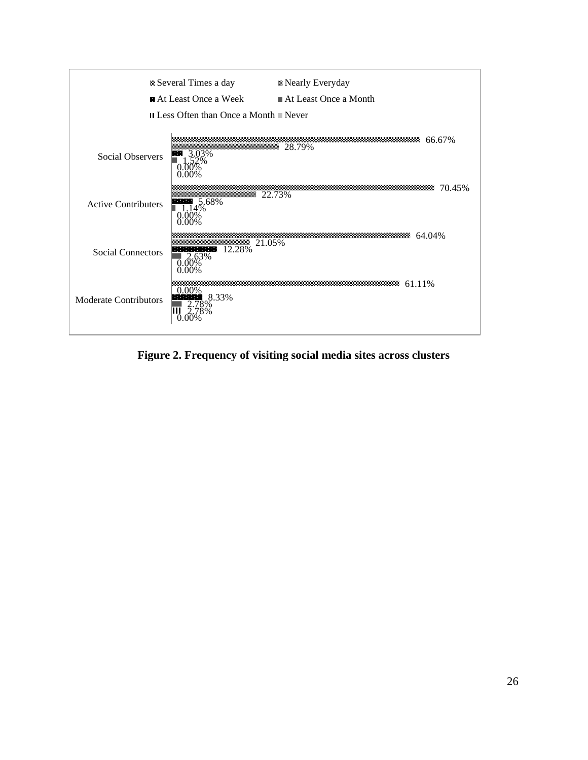| Cluster | Several Times a day | Nearly Everyday | At Least Once a Week | At Least Once a Month | Less Often than Once a Month | Never |
| --- | --- | --- | --- | --- | --- | --- |
| Social Observers | 66.67% | 28.79% | 3.03% | 1.52% | 0.00% | 0.00% |
| Active Contributers | 70.45% | 22.73% | 5.68% | 1.14% | 0.00% | 0.00% |
| Social Connectors | 64.04% | 21.05% | 12.28% | 2.63% | 0.00% | 0.00% |
| Moderate Contributors | 61.11% | 0.00% | 8.33% | 2.78% | 2.78% | 0.00% |

**Figure 2. Frequency of visiting social media sites across clusters**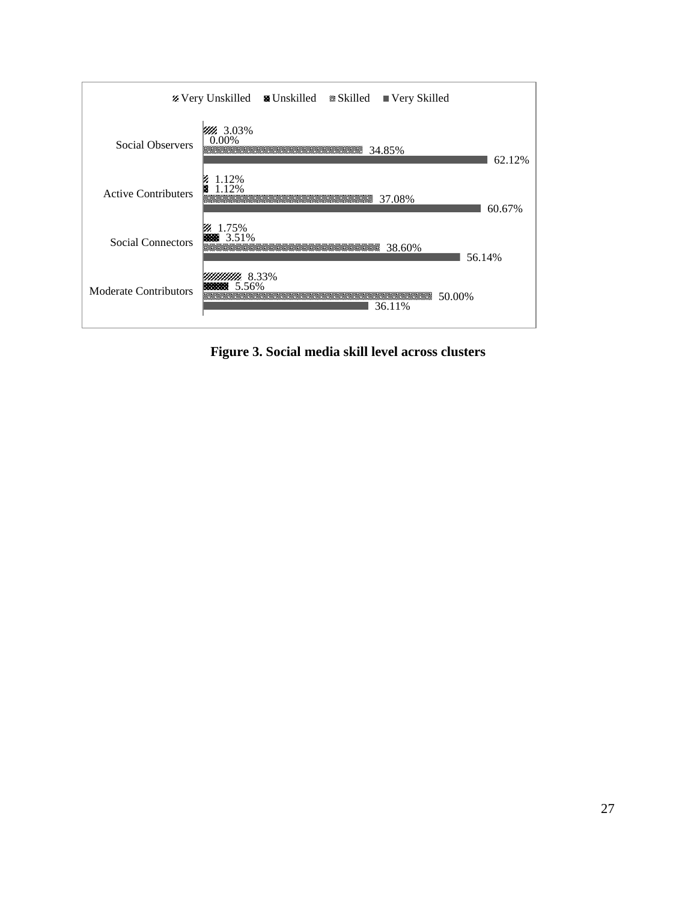| | Very Unskilled | Unskilled | Skilled | Very Skilled |
|---|---|---|---|---|
| Social Observers | 3.03% | 0.00% | 34.85% | 62.12% |
| Active Contributers | 1.12% | 1.12% | 37.08% | 60.67% |
| Social Connectors | 1.75% | 3.51% | 38.60% | 56.14% |
| Moderate Contributors | 8.33% | 5.56% | 50.00% | 36.11% |

**Figure 3. Social media skill level across clusters**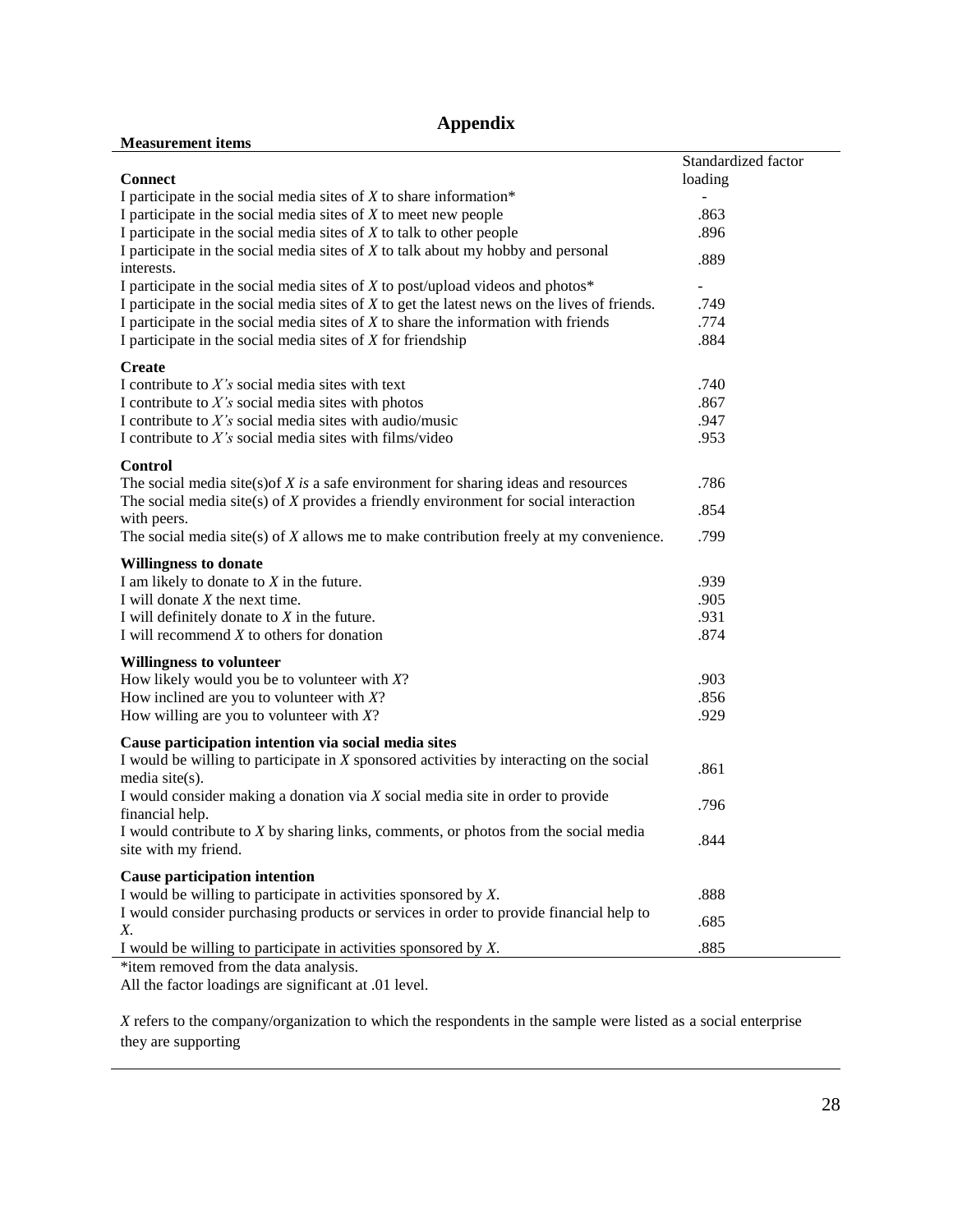# Appendix

**Measurement items**

| | Standardized factor loading |
|---|---|
| **Connect** | |
| I participate in the social media sites of *X* to share information* | - |
| I participate in the social media sites of *X* to meet new people | .863 |
| I participate in the social media sites of *X* to talk to other people | .896 |
| I participate in the social media sites of *X* to talk about my hobby and personal interests. | .889 |
| I participate in the social media sites of *X* to post/upload videos and photos* | - |
| I participate in the social media sites of *X* to get the latest news on the lives of friends. | .749 |
| I participate in the social media sites of *X* to share the information with friends | .774 |
| I participate in the social media sites of *X* for friendship | .884 |
| **Create** | |
| I contribute to *X's* social media sites with text | .740 |
| I contribute to *X's* social media sites with photos | .867 |
| I contribute to *X's* social media sites with audio/music | .947 |
| I contribute to *X's* social media sites with films/video | .953 |
| **Control** | |
| The social media site(s)of *X is* a safe environment for sharing ideas and resources | .786 |
| The social media site(s) of *X* provides a friendly environment for social interaction with peers. | .854 |
| The social media site(s) of *X* allows me to make contribution freely at my convenience. | .799 |
| **Willingness to donate** | |
| I am likely to donate to *X* in the future. | .939 |
| I will donate *X* the next time. | .905 |
| I will definitely donate to *X* in the future. | .931 |
| I will recommend *X* to others for donation | .874 |
| **Willingness to volunteer** | |
| How likely would you be to volunteer with *X*? | .903 |
| How inclined are you to volunteer with *X*? | .856 |
| How willing are you to volunteer with *X*? | .929 |
| **Cause participation intention via social media sites** | |
| I would be willing to participate in *X* sponsored activities by interacting on the social media site(s). | .861 |
| I would consider making a donation via *X* social media site in order to provide financial help. | .796 |
| I would contribute to *X* by sharing links, comments, or photos from the social media site with my friend. | .844 |
| **Cause participation intention** | |
| I would be willing to participate in activities sponsored by *X*. | .888 |
| I would consider purchasing products or services in order to provide financial help to *X*. | .685 |
| I would be willing to participate in activities sponsored by *X*. | .885 |

*item removed from the data analysis.
All the factor loadings are significant at .01 level.

*X* refers to the company/organization to which the respondents in the sample were listed as a social enterprise they are supporting